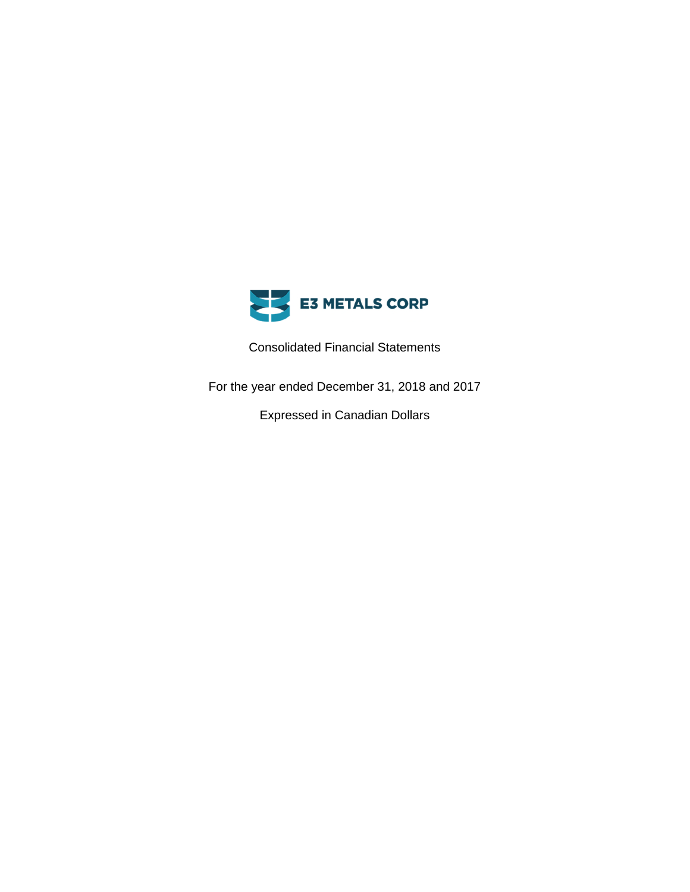# E3 METALS CORP

Consolidated Financial Statements

For the year ended December 31, 2018 and 2017

Expressed in Canadian Dollars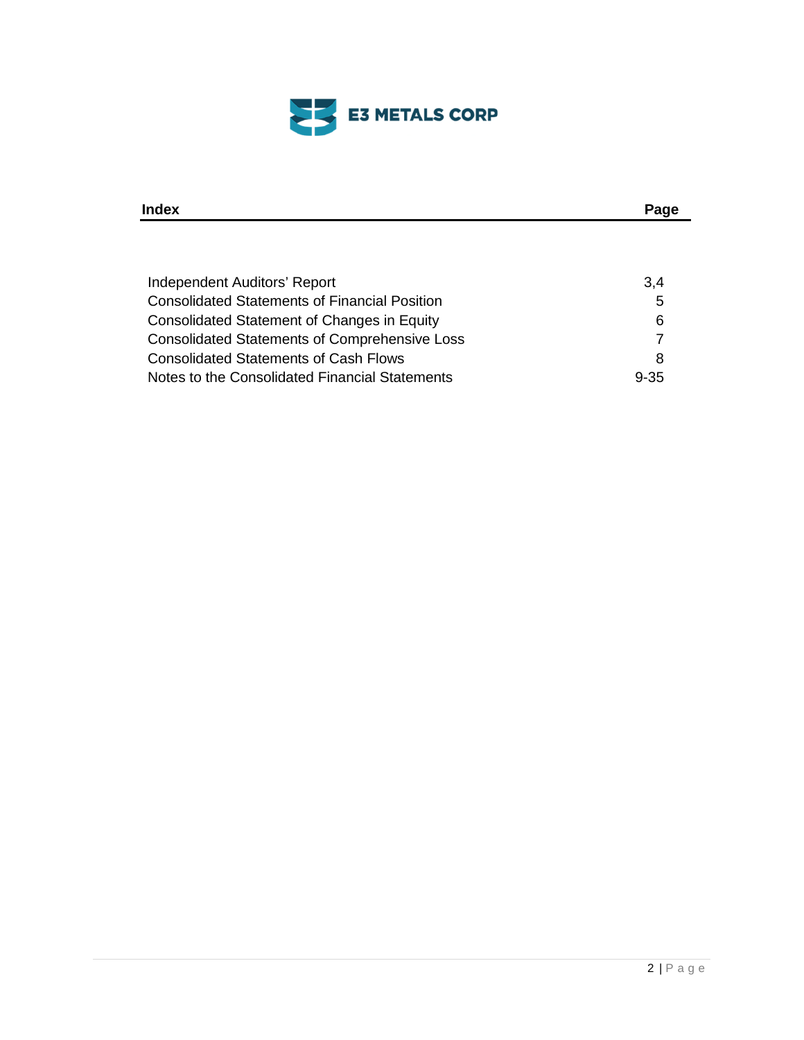**E3 METALS CORP**

| Index | Page |
|---|---|
| Independent Auditors' Report | 3,4 |
| Consolidated Statements of Financial Position | 5 |
| Consolidated Statement of Changes in Equity | 6 |
| Consolidated Statements of Comprehensive Loss | 7 |
| Consolidated Statements of Cash Flows | 8 |
| Notes to the Consolidated Financial Statements | 9-35 |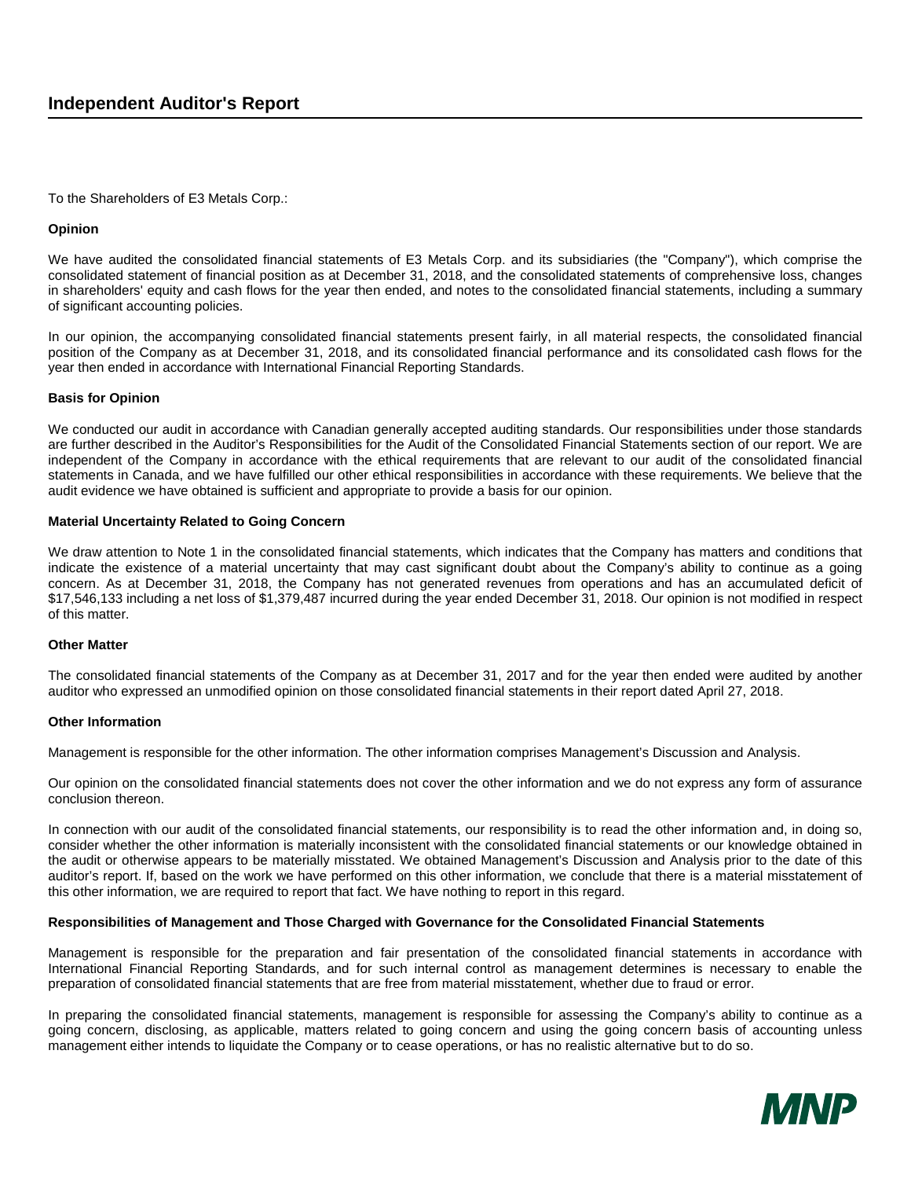# Independent Auditor's Report

To the Shareholders of E3 Metals Corp.:

**Opinion**

We have audited the consolidated financial statements of E3 Metals Corp. and its subsidiaries (the "Company"), which comprise the consolidated statement of financial position as at December 31, 2018, and the consolidated statements of comprehensive loss, changes in shareholders' equity and cash flows for the year then ended, and notes to the consolidated financial statements, including a summary of significant accounting policies.

In our opinion, the accompanying consolidated financial statements present fairly, in all material respects, the consolidated financial position of the Company as at December 31, 2018, and its consolidated financial performance and its consolidated cash flows for the year then ended in accordance with International Financial Reporting Standards.

**Basis for Opinion**

We conducted our audit in accordance with Canadian generally accepted auditing standards. Our responsibilities under those standards are further described in the Auditor's Responsibilities for the Audit of the Consolidated Financial Statements section of our report. We are independent of the Company in accordance with the ethical requirements that are relevant to our audit of the consolidated financial statements in Canada, and we have fulfilled our other ethical responsibilities in accordance with these requirements. We believe that the audit evidence we have obtained is sufficient and appropriate to provide a basis for our opinion.

**Material Uncertainty Related to Going Concern**

We draw attention to Note 1 in the consolidated financial statements, which indicates that the Company has matters and conditions that indicate the existence of a material uncertainty that may cast significant doubt about the Company's ability to continue as a going concern. As at December 31, 2018, the Company has not generated revenues from operations and has an accumulated deficit of $17,546,133 including a net loss of $1,379,487 incurred during the year ended December 31, 2018. Our opinion is not modified in respect of this matter.

**Other Matter**

The consolidated financial statements of the Company as at December 31, 2017 and for the year then ended were audited by another auditor who expressed an unmodified opinion on those consolidated financial statements in their report dated April 27, 2018.

**Other Information**

Management is responsible for the other information. The other information comprises Management's Discussion and Analysis.

Our opinion on the consolidated financial statements does not cover the other information and we do not express any form of assurance conclusion thereon.

In connection with our audit of the consolidated financial statements, our responsibility is to read the other information and, in doing so, consider whether the other information is materially inconsistent with the consolidated financial statements or our knowledge obtained in the audit or otherwise appears to be materially misstated. We obtained Management's Discussion and Analysis prior to the date of this auditor's report. If, based on the work we have performed on this other information, we conclude that there is a material misstatement of this other information, we are required to report that fact. We have nothing to report in this regard.

**Responsibilities of Management and Those Charged with Governance for the Consolidated Financial Statements**

Management is responsible for the preparation and fair presentation of the consolidated financial statements in accordance with International Financial Reporting Standards, and for such internal control as management determines is necessary to enable the preparation of consolidated financial statements that are free from material misstatement, whether due to fraud or error.

In preparing the consolidated financial statements, management is responsible for assessing the Company's ability to continue as a going concern, disclosing, as applicable, matters related to going concern and using the going concern basis of accounting unless management either intends to liquidate the Company or to cease operations, or has no realistic alternative but to do so.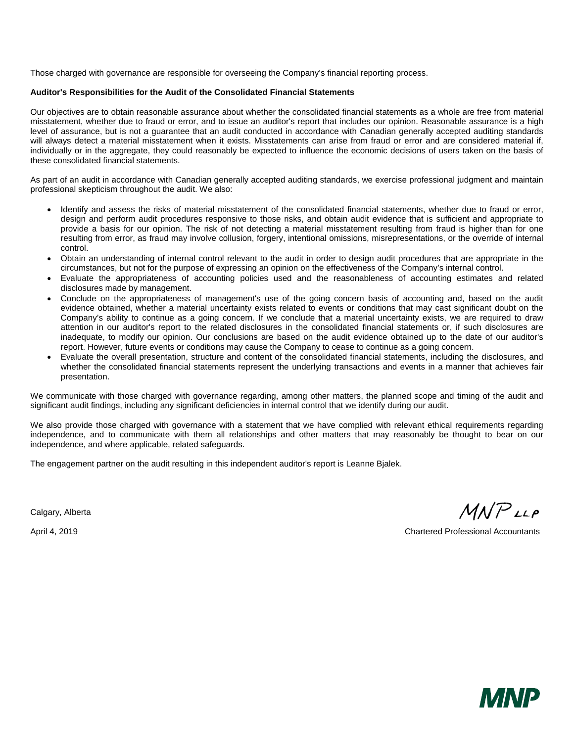Those charged with governance are responsible for overseeing the Company's financial reporting process.

**Auditor's Responsibilities for the Audit of the Consolidated Financial Statements**

Our objectives are to obtain reasonable assurance about whether the consolidated financial statements as a whole are free from material misstatement, whether due to fraud or error, and to issue an auditor's report that includes our opinion. Reasonable assurance is a high level of assurance, but is not a guarantee that an audit conducted in accordance with Canadian generally accepted auditing standards will always detect a material misstatement when it exists. Misstatements can arise from fraud or error and are considered material if, individually or in the aggregate, they could reasonably be expected to influence the economic decisions of users taken on the basis of these consolidated financial statements.

As part of an audit in accordance with Canadian generally accepted auditing standards, we exercise professional judgment and maintain professional skepticism throughout the audit. We also:

- Identify and assess the risks of material misstatement of the consolidated financial statements, whether due to fraud or error, design and perform audit procedures responsive to those risks, and obtain audit evidence that is sufficient and appropriate to provide a basis for our opinion. The risk of not detecting a material misstatement resulting from fraud is higher than for one resulting from error, as fraud may involve collusion, forgery, intentional omissions, misrepresentations, or the override of internal control.
- Obtain an understanding of internal control relevant to the audit in order to design audit procedures that are appropriate in the circumstances, but not for the purpose of expressing an opinion on the effectiveness of the Company's internal control.
- Evaluate the appropriateness of accounting policies used and the reasonableness of accounting estimates and related disclosures made by management.
- Conclude on the appropriateness of management's use of the going concern basis of accounting and, based on the audit evidence obtained, whether a material uncertainty exists related to events or conditions that may cast significant doubt on the Company's ability to continue as a going concern. If we conclude that a material uncertainty exists, we are required to draw attention in our auditor's report to the related disclosures in the consolidated financial statements or, if such disclosures are inadequate, to modify our opinion. Our conclusions are based on the audit evidence obtained up to the date of our auditor's report. However, future events or conditions may cause the Company to cease to continue as a going concern.
- Evaluate the overall presentation, structure and content of the consolidated financial statements, including the disclosures, and whether the consolidated financial statements represent the underlying transactions and events in a manner that achieves fair presentation.

We communicate with those charged with governance regarding, among other matters, the planned scope and timing of the audit and significant audit findings, including any significant deficiencies in internal control that we identify during our audit.

We also provide those charged with governance with a statement that we have complied with relevant ethical requirements regarding independence, and to communicate with them all relationships and other matters that may reasonably be thought to bear on our independence, and where applicable, related safeguards.

The engagement partner on the audit resulting in this independent auditor's report is Leanne Bjalek.

Calgary, Alberta

April 4, 2019

MNP LLP

Chartered Professional Accountants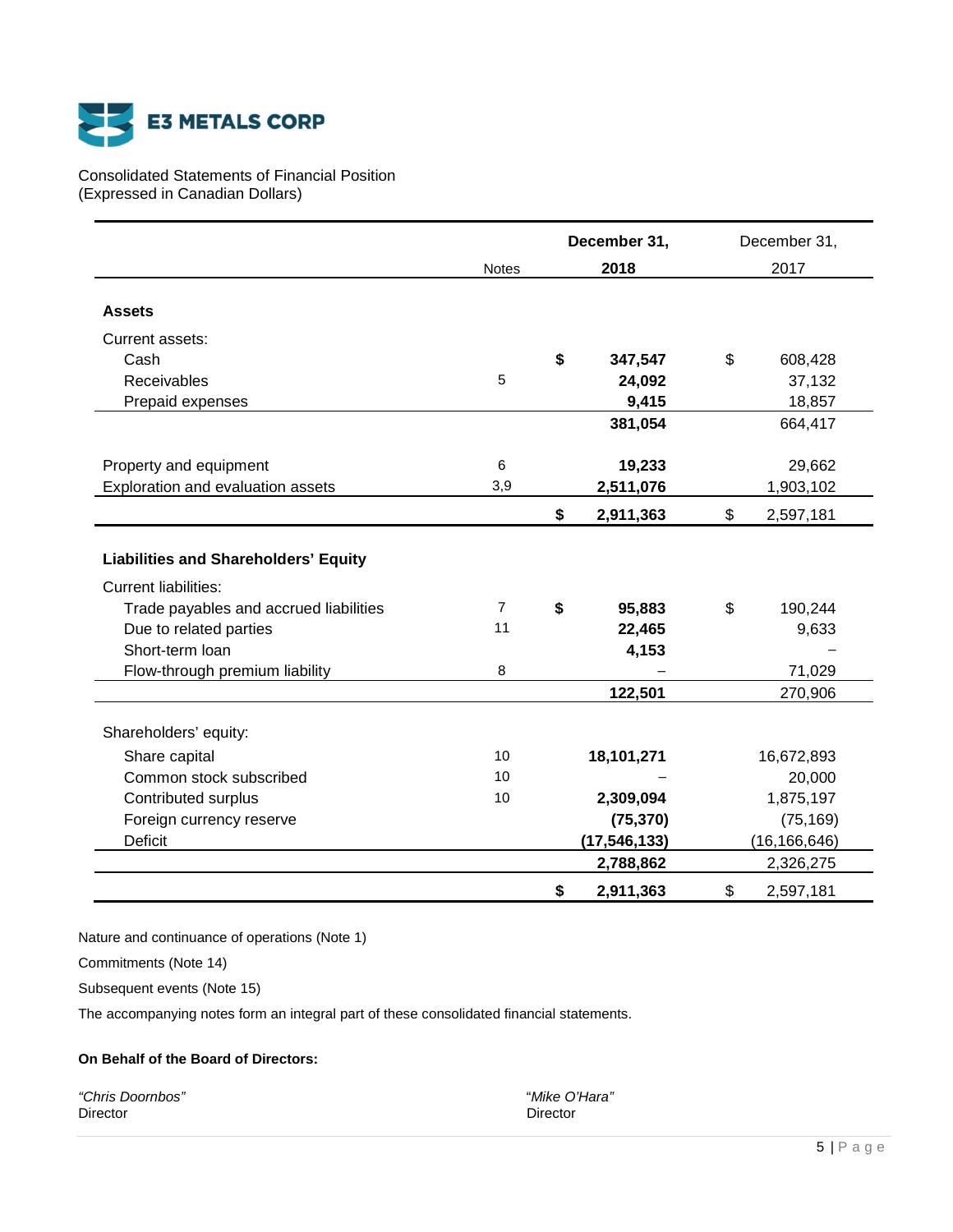**E3 METALS CORP**

Consolidated Statements of Financial Position
(Expressed in Canadian Dollars)

| | Notes | December 31, 2018 | December 31, 2017 |
|---|---|---|---|
| **Assets** | | | |
| Current assets: | | | |
| Cash | | **$ 347,547** | $ 608,428 |
| Receivables | 5 | **24,092** | 37,132 |
| Prepaid expenses | | **9,415** | 18,857 |
| | | **381,054** | 664,417 |
| Property and equipment | 6 | **19,233** | 29,662 |
| Exploration and evaluation assets | 3,9 | **2,511,076** | 1,903,102 |
| | | **$ 2,911,363** | $ 2,597,181 |
| **Liabilities and Shareholders' Equity** | | | |
| Current liabilities: | | | |
| Trade payables and accrued liabilities | 7 | **$ 95,883** | $ 190,244 |
| Due to related parties | 11 | **22,465** | 9,633 |
| Short-term loan | | **4,153** | – |
| Flow-through premium liability | 8 | **–** | 71,029 |
| | | **122,501** | 270,906 |
| Shareholders' equity: | | | |
| Share capital | 10 | **18,101,271** | 16,672,893 |
| Common stock subscribed | 10 | **–** | 20,000 |
| Contributed surplus | 10 | **2,309,094** | 1,875,197 |
| Foreign currency reserve | | **(75,370)** | (75,169) |
| Deficit | | **(17,546,133)** | (16,166,646) |
| | | **2,788,862** | 2,326,275 |
| | | **$ 2,911,363** | $ 2,597,181 |

Nature and continuance of operations (Note 1)

Commitments (Note 14)

Subsequent events (Note 15)

The accompanying notes form an integral part of these consolidated financial statements.

**On Behalf of the Board of Directors:**

*"Chris Doornbos"*
Director

*"Mike O'Hara"*
Director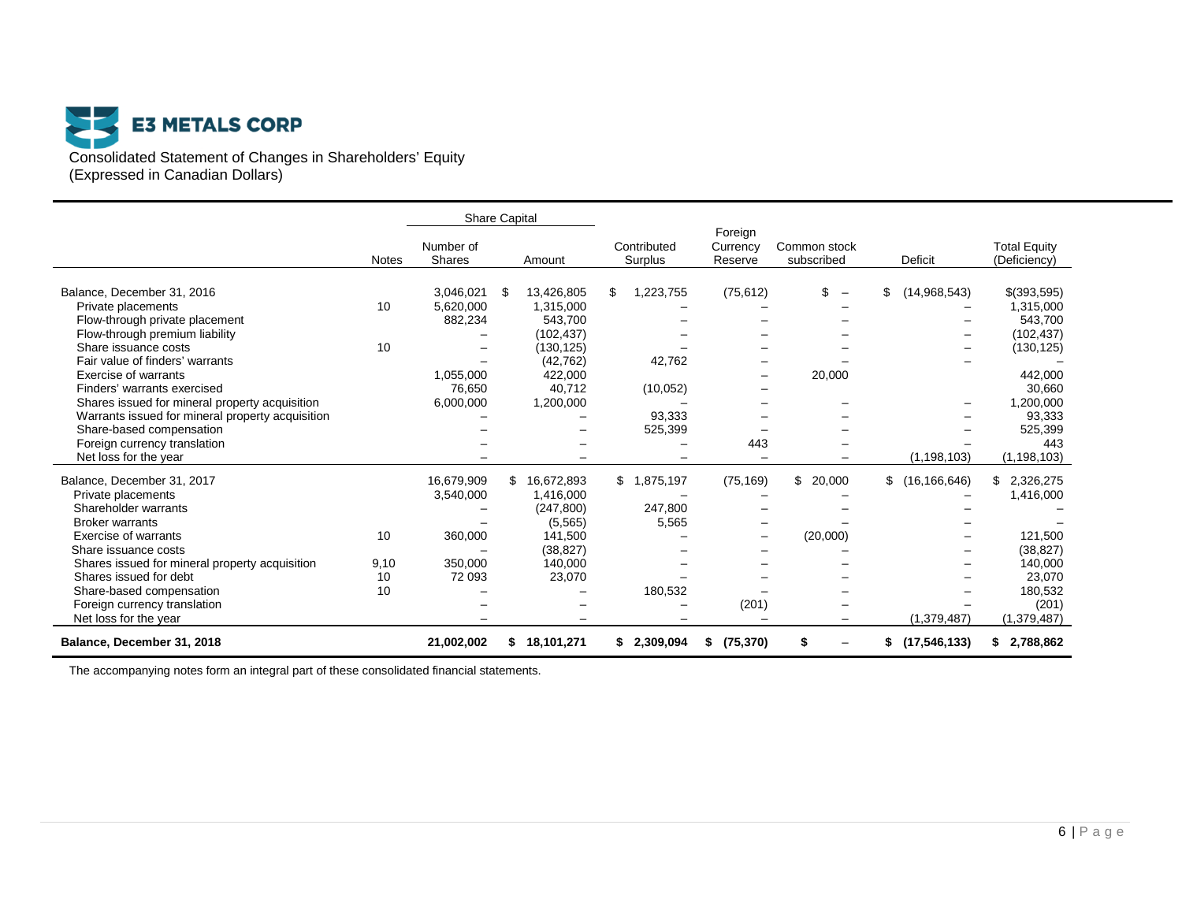**E3 METALS CORP**

Consolidated Statement of Changes in Shareholders' Equity
(Expressed in Canadian Dollars)

| | Notes | Share Capital Number of Shares | Share Capital Amount | Contributed Surplus | Foreign Currency Reserve | Common stock subscribed | Deficit | Total Equity (Deficiency) |
|---|---|---|---|---|---|---|---|---|
| Balance, December 31, 2016 | | 3,046,021 | $ 13,426,805 | $ 1,223,755 | (75,612) | $ – | $ (14,968,543) | $(393,595) |
| Private placements | 10 | 5,620,000 | 1,315,000 | – | – | – | – | 1,315,000 |
| Flow-through private placement | | 882,234 | 543,700 | – | – | – | – | 543,700 |
| Flow-through premium liability | | – | (102,437) | – | – | – | – | (102,437) |
| Share issuance costs | 10 | – | (130,125) | – | – | – | – | (130,125) |
| Fair value of finders' warrants | | – | (42,762) | 42,762 | – | – | – | – |
| Exercise of warrants | | 1,055,000 | 422,000 | | – | 20,000 | | 442,000 |
| Finders' warrants exercised | | 76,650 | 40,712 | (10,052) | – | | | 30,660 |
| Shares issued for mineral property acquisition | | 6,000,000 | 1,200,000 | – | – | – | – | 1,200,000 |
| Warrants issued for mineral property acquisition | | – | – | 93,333 | – | – | – | 93,333 |
| Share-based compensation | | – | – | 525,399 | – | – | – | 525,399 |
| Foreign currency translation | | – | – | – | 443 | – | – | 443 |
| Net loss for the year | | – | – | – | – | – | (1,198,103) | (1,198,103) |
| Balance, December 31, 2017 | | 16,679,909 | $ 16,672,893 | $ 1,875,197 | (75,169) | $ 20,000 | $ (16,166,646) | $ 2,326,275 |
| Private placements | | 3,540,000 | 1,416,000 | – | – | – | – | 1,416,000 |
| Shareholder warrants | | – | (247,800) | 247,800 | – | – | – | – |
| Broker warrants | | – | (5,565) | 5,565 | – | – | – | – |
| Exercise of warrants | 10 | 360,000 | 141,500 | – | – | (20,000) | – | 121,500 |
| Share issuance costs | | – | (38,827) | – | – | – | – | (38,827) |
| Shares issued for mineral property acquisition | 9,10 | 350,000 | 140,000 | – | – | – | – | 140,000 |
| Shares issued for debt | 10 | 72 093 | 23,070 | – | – | – | – | 23,070 |
| Share-based compensation | 10 | – | – | 180,532 | – | – | – | 180,532 |
| Foreign currency translation | | – | – | – | (201) | – | – | (201) |
| Net loss for the year | | – | – | – | – | – | (1,379,487) | (1,379,487) |
| **Balance, December 31, 2018** | | **21,002,002** | **$ 18,101,271** | **$ 2,309,094** | **$ (75,370)** | **$ –** | **$ (17,546,133)** | **$ 2,788,862** |

The accompanying notes form an integral part of these consolidated financial statements.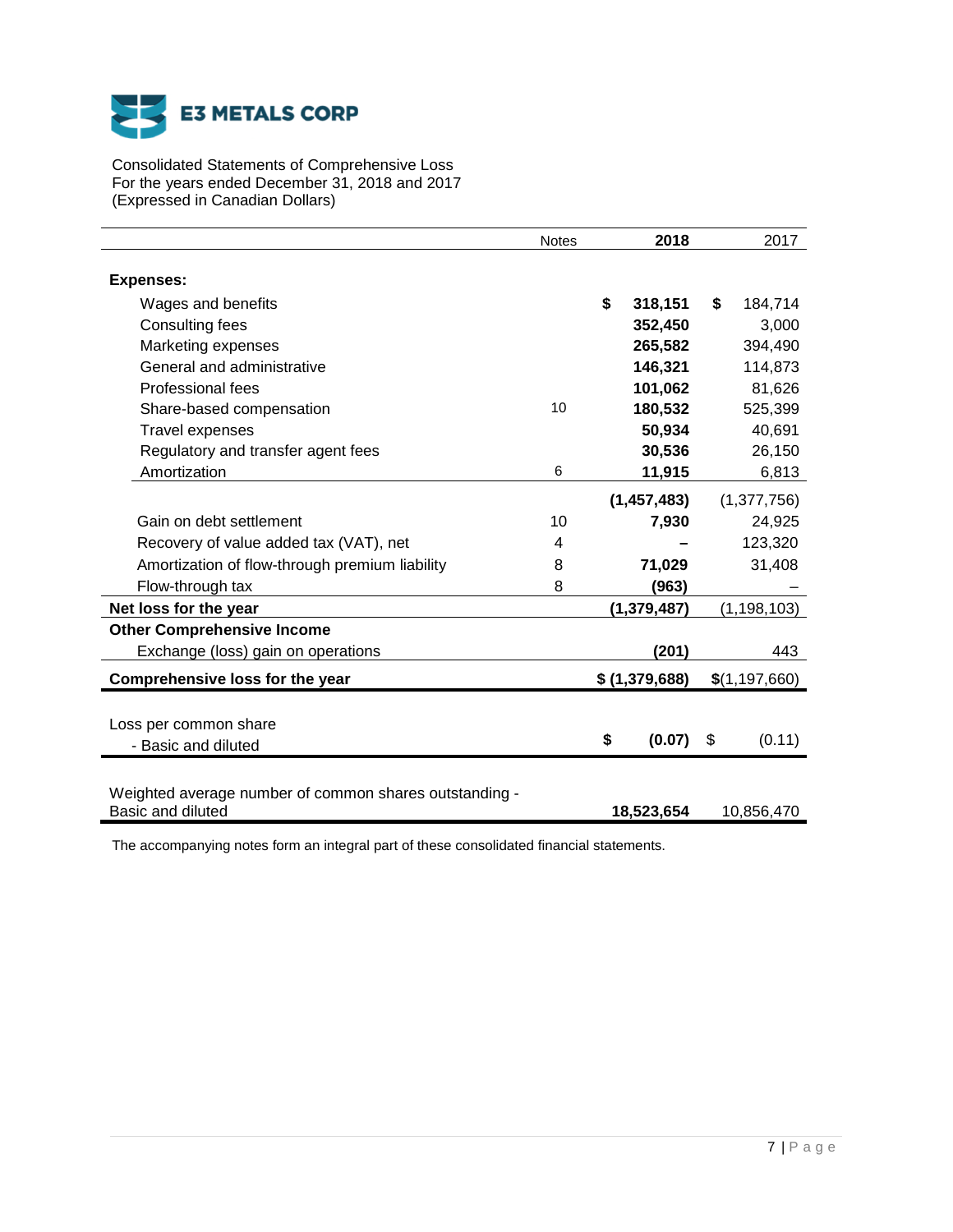**E3 METALS CORP**

Consolidated Statements of Comprehensive Loss
For the years ended December 31, 2018 and 2017
(Expressed in Canadian Dollars)

| | Notes | 2018 | 2017 |
|---|---|---|---|
| **Expenses:** | | | |
| Wages and benefits | | **$ 318,151** | $ 184,714 |
| Consulting fees | | **352,450** | 3,000 |
| Marketing expenses | | **265,582** | 394,490 |
| General and administrative | | **146,321** | 114,873 |
| Professional fees | | **101,062** | 81,626 |
| Share-based compensation | 10 | **180,532** | 525,399 |
| Travel expenses | | **50,934** | 40,691 |
| Regulatory and transfer agent fees | | **30,536** | 26,150 |
| Amortization | 6 | **11,915** | 6,813 |
| | | **(1,457,483)** | (1,377,756) |
| Gain on debt settlement | 10 | **7,930** | 24,925 |
| Recovery of value added tax (VAT), net | 4 | **–** | 123,320 |
| Amortization of flow-through premium liability | 8 | **71,029** | 31,408 |
| Flow-through tax | 8 | **(963)** | – |
| **Net loss for the year** | | **(1,379,487)** | (1,198,103) |
| **Other Comprehensive Income** | | | |
| Exchange (loss) gain on operations | | **(201)** | 443 |
| **Comprehensive loss for the year** | | **$ (1,379,688)** | **$**(1,197,660) |
| Loss per common share - Basic and diluted | | **$ (0.07)** | $ (0.11) |
| Weighted average number of common shares outstanding - Basic and diluted | | **18,523,654** | 10,856,470 |

The accompanying notes form an integral part of these consolidated financial statements.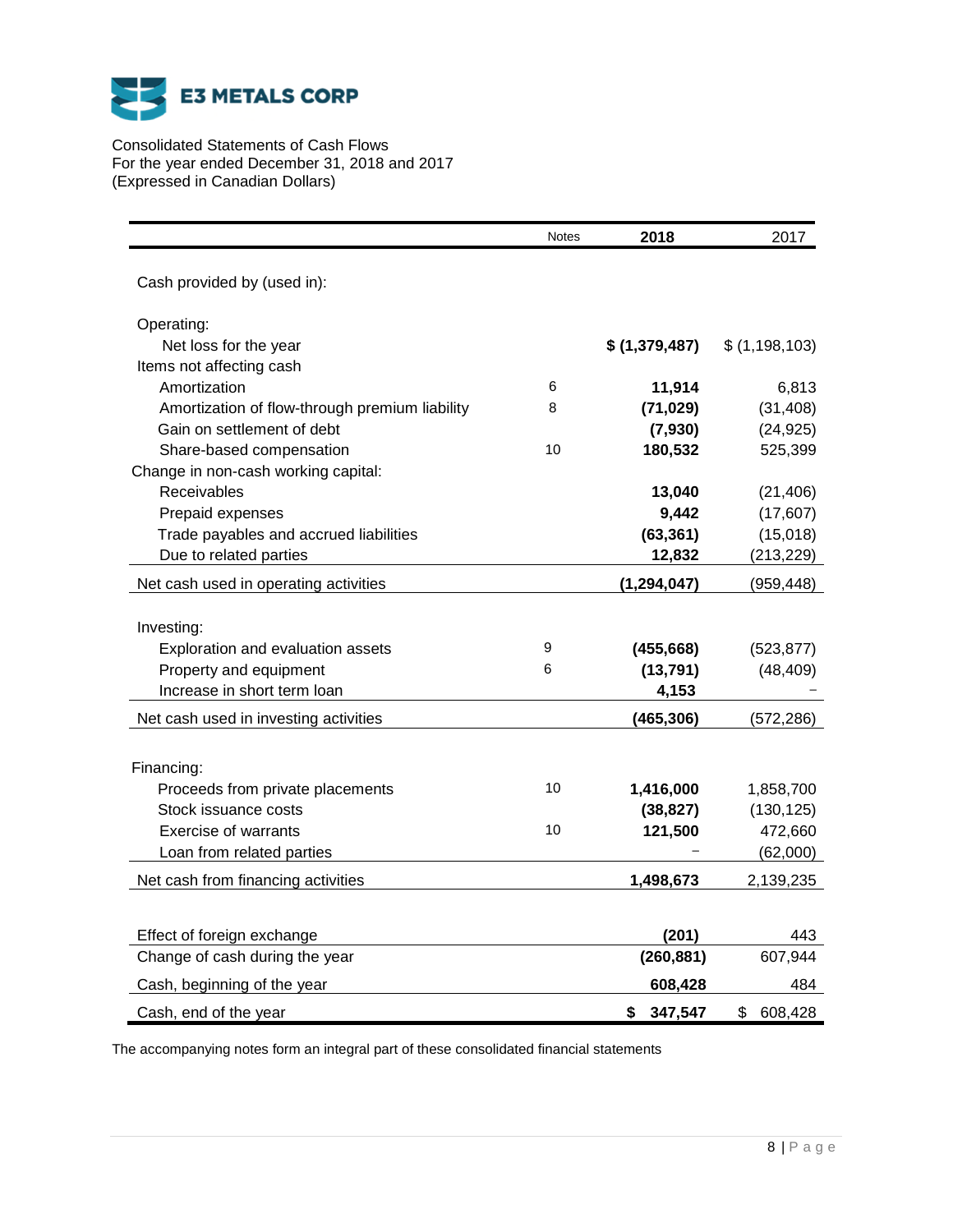**E3 METALS CORP**

Consolidated Statements of Cash Flows
For the year ended December 31, 2018 and 2017
(Expressed in Canadian Dollars)

| | Notes | 2018 | 2017 |
|---|---|---|---|
| Cash provided by (used in): | | | |
| Operating: | | | |
| Net loss for the year | | **$ (1,379,487)** | $ (1,198,103) |
| Items not affecting cash | | | |
| Amortization | 6 | **11,914** | 6,813 |
| Amortization of flow-through premium liability | 8 | **(71,029)** | (31,408) |
| Gain on settlement of debt | | **(7,930)** | (24,925) |
| Share-based compensation | 10 | **180,532** | 525,399 |
| Change in non-cash working capital: | | | |
| Receivables | | **13,040** | (21,406) |
| Prepaid expenses | | **9,442** | (17,607) |
| Trade payables and accrued liabilities | | **(63,361)** | (15,018) |
| Due to related parties | | **12,832** | (213,229) |
| Net cash used in operating activities | | **(1,294,047)** | (959,448) |
| Investing: | | | |
| Exploration and evaluation assets | 9 | **(455,668)** | (523,877) |
| Property and equipment | 6 | **(13,791)** | (48,409) |
| Increase in short term loan | | **4,153** | – |
| Net cash used in investing activities | | **(465,306)** | (572,286) |
| Financing: | | | |
| Proceeds from private placements | 10 | **1,416,000** | 1,858,700 |
| Stock issuance costs | | **(38,827)** | (130,125) |
| Exercise of warrants | 10 | **121,500** | 472,660 |
| Loan from related parties | | – | (62,000) |
| Net cash from financing activities | | **1,498,673** | 2,139,235 |
| Effect of foreign exchange | | **(201)** | 443 |
| Change of cash during the year | | **(260,881)** | 607,944 |
| Cash, beginning of the year | | **608,428** | 484 |
| Cash, end of the year | | **$ 347,547** | $ 608,428 |

The accompanying notes form an integral part of these consolidated financial statements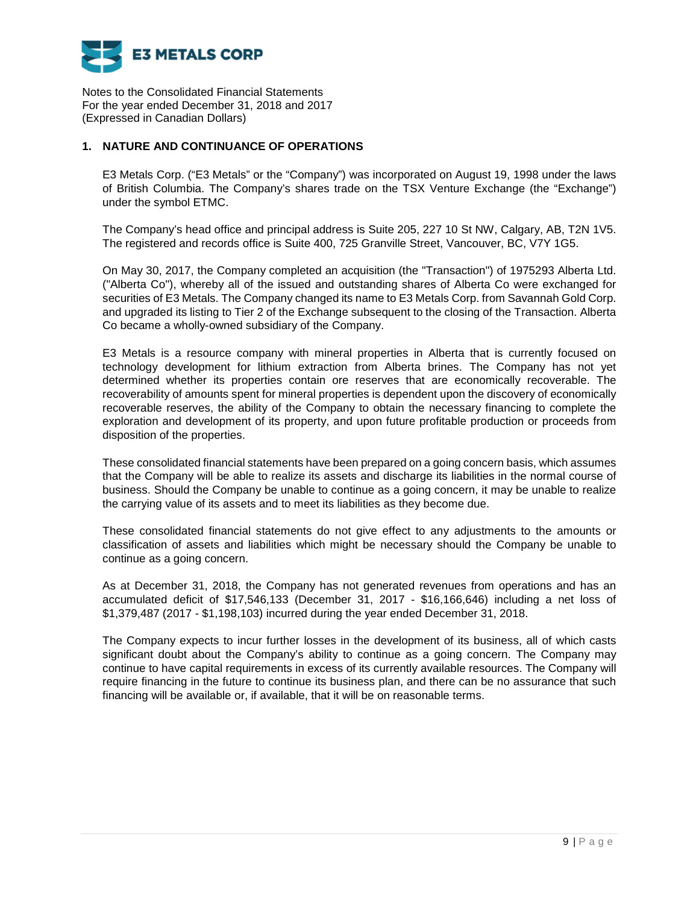Notes to the Consolidated Financial Statements
For the year ended December 31, 2018 and 2017
(Expressed in Canadian Dollars)

## 1. NATURE AND CONTINUANCE OF OPERATIONS

E3 Metals Corp. ("E3 Metals" or the "Company") was incorporated on August 19, 1998 under the laws of British Columbia. The Company's shares trade on the TSX Venture Exchange (the "Exchange") under the symbol ETMC.

The Company's head office and principal address is Suite 205, 227 10 St NW, Calgary, AB, T2N 1V5. The registered and records office is Suite 400, 725 Granville Street, Vancouver, BC, V7Y 1G5.

On May 30, 2017, the Company completed an acquisition (the "Transaction") of 1975293 Alberta Ltd. ("Alberta Co"), whereby all of the issued and outstanding shares of Alberta Co were exchanged for securities of E3 Metals. The Company changed its name to E3 Metals Corp. from Savannah Gold Corp. and upgraded its listing to Tier 2 of the Exchange subsequent to the closing of the Transaction. Alberta Co became a wholly-owned subsidiary of the Company.

E3 Metals is a resource company with mineral properties in Alberta that is currently focused on technology development for lithium extraction from Alberta brines. The Company has not yet determined whether its properties contain ore reserves that are economically recoverable. The recoverability of amounts spent for mineral properties is dependent upon the discovery of economically recoverable reserves, the ability of the Company to obtain the necessary financing to complete the exploration and development of its property, and upon future profitable production or proceeds from disposition of the properties.

These consolidated financial statements have been prepared on a going concern basis, which assumes that the Company will be able to realize its assets and discharge its liabilities in the normal course of business. Should the Company be unable to continue as a going concern, it may be unable to realize the carrying value of its assets and to meet its liabilities as they become due.

These consolidated financial statements do not give effect to any adjustments to the amounts or classification of assets and liabilities which might be necessary should the Company be unable to continue as a going concern.

As at December 31, 2018, the Company has not generated revenues from operations and has an accumulated deficit of $17,546,133 (December 31, 2017 - $16,166,646) including a net loss of $1,379,487 (2017 - $1,198,103) incurred during the year ended December 31, 2018.

The Company expects to incur further losses in the development of its business, all of which casts significant doubt about the Company's ability to continue as a going concern. The Company may continue to have capital requirements in excess of its currently available resources. The Company will require financing in the future to continue its business plan, and there can be no assurance that such financing will be available or, if available, that it will be on reasonable terms.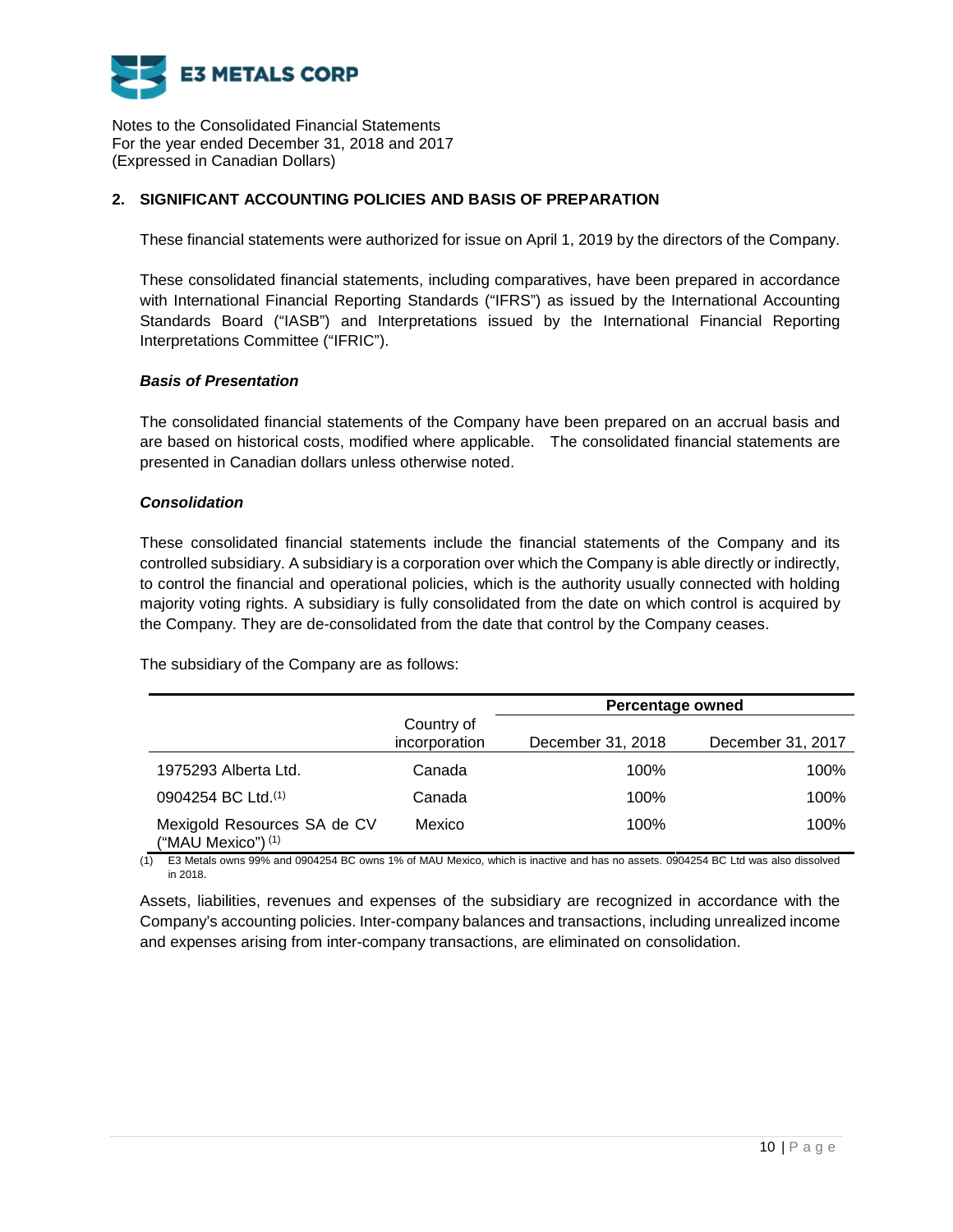Notes to the Consolidated Financial Statements
For the year ended December 31, 2018 and 2017
(Expressed in Canadian Dollars)

## 2. SIGNIFICANT ACCOUNTING POLICIES AND BASIS OF PREPARATION

These financial statements were authorized for issue on April 1, 2019 by the directors of the Company.

These consolidated financial statements, including comparatives, have been prepared in accordance with International Financial Reporting Standards ("IFRS") as issued by the International Accounting Standards Board ("IASB") and Interpretations issued by the International Financial Reporting Interpretations Committee ("IFRIC").

***Basis of Presentation***

The consolidated financial statements of the Company have been prepared on an accrual basis and are based on historical costs, modified where applicable. The consolidated financial statements are presented in Canadian dollars unless otherwise noted.

***Consolidation***

These consolidated financial statements include the financial statements of the Company and its controlled subsidiary. A subsidiary is a corporation over which the Company is able directly or indirectly, to control the financial and operational policies, which is the authority usually connected with holding majority voting rights. A subsidiary is fully consolidated from the date on which control is acquired by the Company. They are de-consolidated from the date that control by the Company ceases.

The subsidiary of the Company are as follows:

| | Country of incorporation | Percentage owned | |
|---|---|---|---|
| | | December 31, 2018 | December 31, 2017 |
| 1975293 Alberta Ltd. | Canada | 100% | 100% |
| 0904254 BC Ltd.(1) | Canada | 100% | 100% |
| Mexigold Resources SA de CV ("MAU Mexico") (1) | Mexico | 100% | 100% |

(1) E3 Metals owns 99% and 0904254 BC owns 1% of MAU Mexico, which is inactive and has no assets. 0904254 BC Ltd was also dissolved in 2018.

Assets, liabilities, revenues and expenses of the subsidiary are recognized in accordance with the Company's accounting policies. Inter-company balances and transactions, including unrealized income and expenses arising from inter-company transactions, are eliminated on consolidation.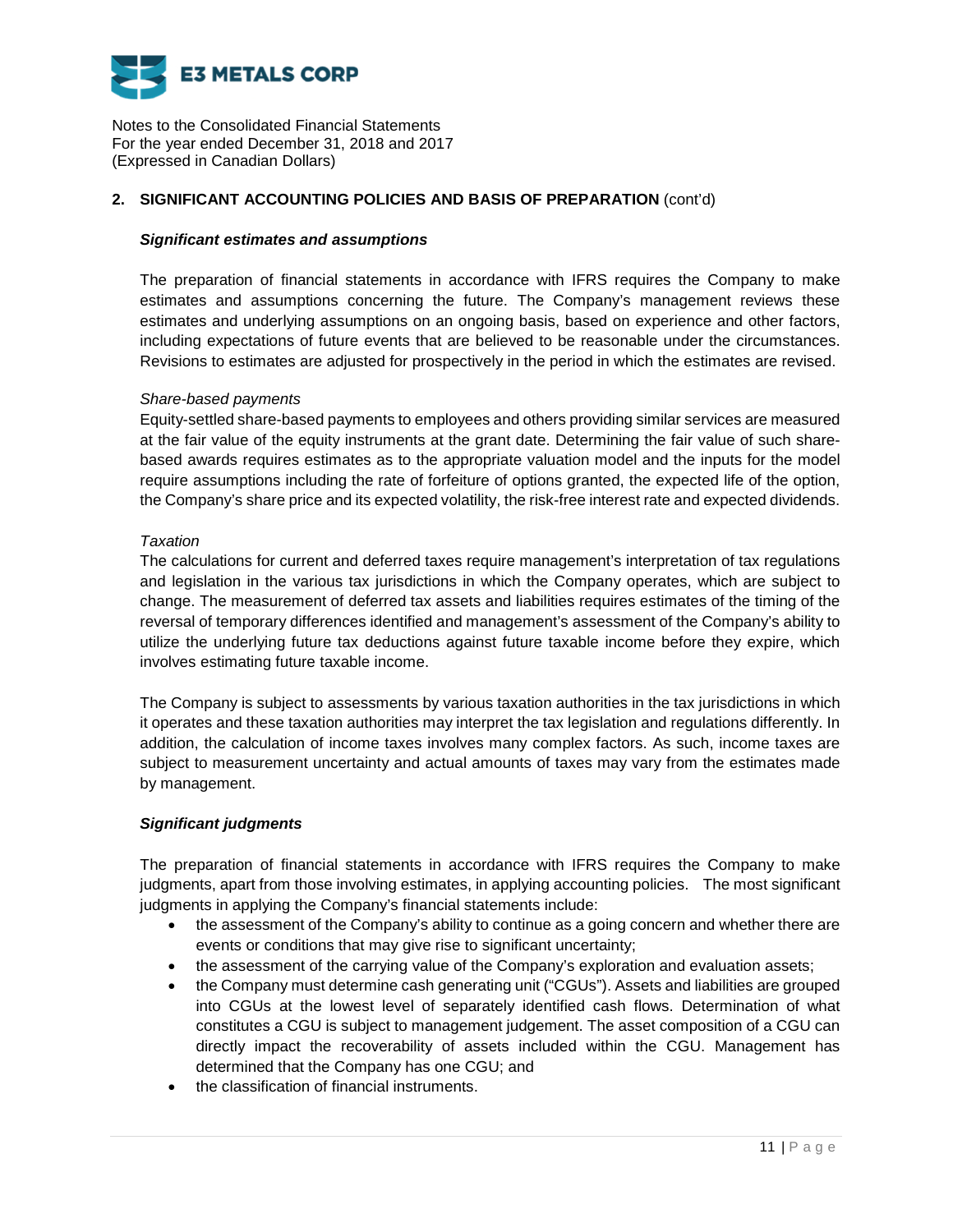## 2. SIGNIFICANT ACCOUNTING POLICIES AND BASIS OF PREPARATION (cont'd)

***Significant estimates and assumptions***

The preparation of financial statements in accordance with IFRS requires the Company to make estimates and assumptions concerning the future. The Company's management reviews these estimates and underlying assumptions on an ongoing basis, based on experience and other factors, including expectations of future events that are believed to be reasonable under the circumstances. Revisions to estimates are adjusted for prospectively in the period in which the estimates are revised.

*Share-based payments*

Equity-settled share-based payments to employees and others providing similar services are measured at the fair value of the equity instruments at the grant date. Determining the fair value of such share-based awards requires estimates as to the appropriate valuation model and the inputs for the model require assumptions including the rate of forfeiture of options granted, the expected life of the option, the Company's share price and its expected volatility, the risk-free interest rate and expected dividends.

*Taxation*

The calculations for current and deferred taxes require management's interpretation of tax regulations and legislation in the various tax jurisdictions in which the Company operates, which are subject to change. The measurement of deferred tax assets and liabilities requires estimates of the timing of the reversal of temporary differences identified and management's assessment of the Company's ability to utilize the underlying future tax deductions against future taxable income before they expire, which involves estimating future taxable income.

The Company is subject to assessments by various taxation authorities in the tax jurisdictions in which it operates and these taxation authorities may interpret the tax legislation and regulations differently. In addition, the calculation of income taxes involves many complex factors. As such, income taxes are subject to measurement uncertainty and actual amounts of taxes may vary from the estimates made by management.

***Significant judgments***

The preparation of financial statements in accordance with IFRS requires the Company to make judgments, apart from those involving estimates, in applying accounting policies. The most significant judgments in applying the Company's financial statements include:

- the assessment of the Company's ability to continue as a going concern and whether there are events or conditions that may give rise to significant uncertainty;
- the assessment of the carrying value of the Company's exploration and evaluation assets;
- the Company must determine cash generating unit ("CGUs"). Assets and liabilities are grouped into CGUs at the lowest level of separately identified cash flows. Determination of what constitutes a CGU is subject to management judgement. The asset composition of a CGU can directly impact the recoverability of assets included within the CGU. Management has determined that the Company has one CGU; and
- the classification of financial instruments.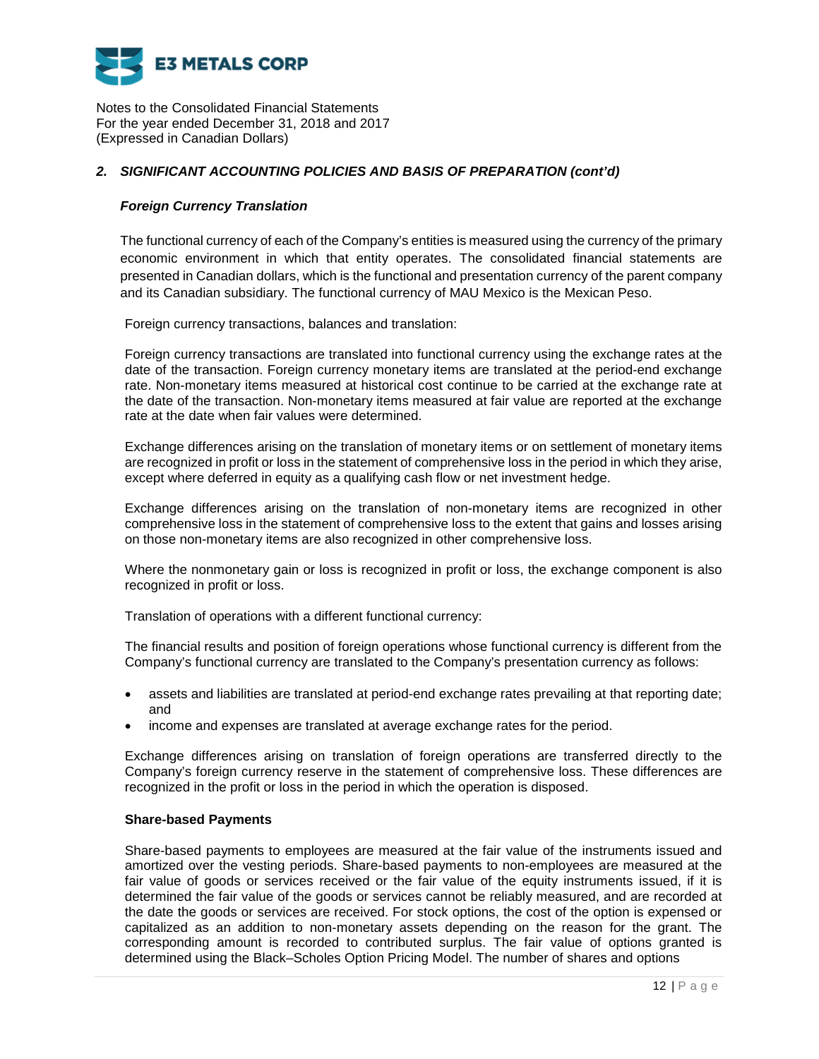## 2. SIGNIFICANT ACCOUNTING POLICIES AND BASIS OF PREPARATION (cont'd)

### *Foreign Currency Translation*

The functional currency of each of the Company's entities is measured using the currency of the primary economic environment in which that entity operates. The consolidated financial statements are presented in Canadian dollars, which is the functional and presentation currency of the parent company and its Canadian subsidiary. The functional currency of MAU Mexico is the Mexican Peso.

Foreign currency transactions, balances and translation:

Foreign currency transactions are translated into functional currency using the exchange rates at the date of the transaction. Foreign currency monetary items are translated at the period-end exchange rate. Non-monetary items measured at historical cost continue to be carried at the exchange rate at the date of the transaction. Non-monetary items measured at fair value are reported at the exchange rate at the date when fair values were determined.

Exchange differences arising on the translation of monetary items or on settlement of monetary items are recognized in profit or loss in the statement of comprehensive loss in the period in which they arise, except where deferred in equity as a qualifying cash flow or net investment hedge.

Exchange differences arising on the translation of non-monetary items are recognized in other comprehensive loss in the statement of comprehensive loss to the extent that gains and losses arising on those non-monetary items are also recognized in other comprehensive loss.

Where the nonmonetary gain or loss is recognized in profit or loss, the exchange component is also recognized in profit or loss.

Translation of operations with a different functional currency:

The financial results and position of foreign operations whose functional currency is different from the Company's functional currency are translated to the Company's presentation currency as follows:

- assets and liabilities are translated at period-end exchange rates prevailing at that reporting date; and
- income and expenses are translated at average exchange rates for the period.

Exchange differences arising on translation of foreign operations are transferred directly to the Company's foreign currency reserve in the statement of comprehensive loss. These differences are recognized in the profit or loss in the period in which the operation is disposed.

### Share-based Payments

Share-based payments to employees are measured at the fair value of the instruments issued and amortized over the vesting periods. Share-based payments to non-employees are measured at the fair value of goods or services received or the fair value of the equity instruments issued, if it is determined the fair value of the goods or services cannot be reliably measured, and are recorded at the date the goods or services are received. For stock options, the cost of the option is expensed or capitalized as an addition to non-monetary assets depending on the reason for the grant. The corresponding amount is recorded to contributed surplus. The fair value of options granted is determined using the Black–Scholes Option Pricing Model. The number of shares and options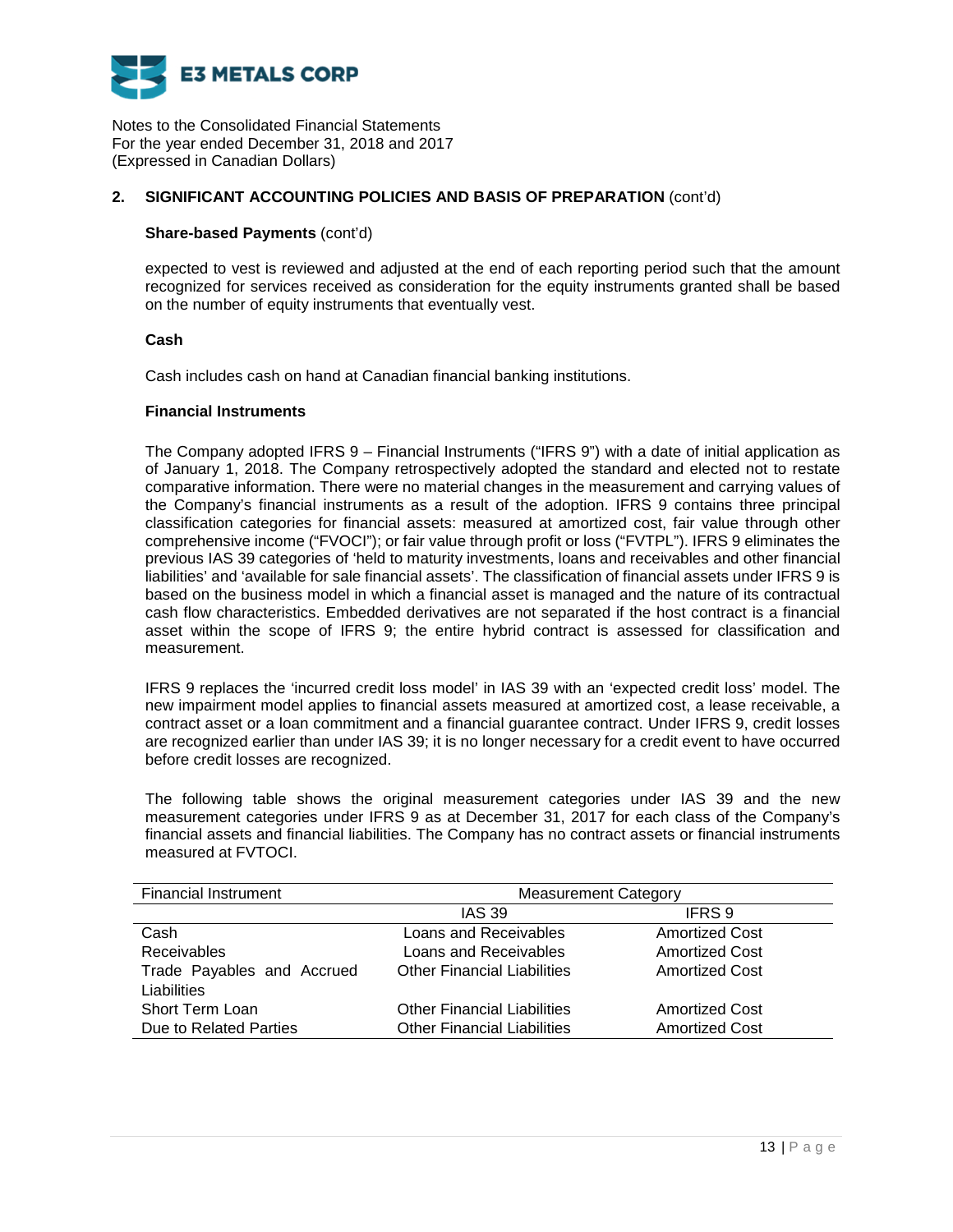Notes to the Consolidated Financial Statements
For the year ended December 31, 2018 and 2017
(Expressed in Canadian Dollars)

## 2. SIGNIFICANT ACCOUNTING POLICIES AND BASIS OF PREPARATION (cont'd)

### Share-based Payments (cont'd)

expected to vest is reviewed and adjusted at the end of each reporting period such that the amount recognized for services received as consideration for the equity instruments granted shall be based on the number of equity instruments that eventually vest.

### Cash

Cash includes cash on hand at Canadian financial banking institutions.

### Financial Instruments

The Company adopted IFRS 9 – Financial Instruments ("IFRS 9") with a date of initial application as of January 1, 2018. The Company retrospectively adopted the standard and elected not to restate comparative information. There were no material changes in the measurement and carrying values of the Company's financial instruments as a result of the adoption. IFRS 9 contains three principal classification categories for financial assets: measured at amortized cost, fair value through other comprehensive income ("FVOCI"); or fair value through profit or loss ("FVTPL"). IFRS 9 eliminates the previous IAS 39 categories of 'held to maturity investments, loans and receivables and other financial liabilities' and 'available for sale financial assets'. The classification of financial assets under IFRS 9 is based on the business model in which a financial asset is managed and the nature of its contractual cash flow characteristics. Embedded derivatives are not separated if the host contract is a financial asset within the scope of IFRS 9; the entire hybrid contract is assessed for classification and measurement.

IFRS 9 replaces the 'incurred credit loss model' in IAS 39 with an 'expected credit loss' model. The new impairment model applies to financial assets measured at amortized cost, a lease receivable, a contract asset or a loan commitment and a financial guarantee contract. Under IFRS 9, credit losses are recognized earlier than under IAS 39; it is no longer necessary for a credit event to have occurred before credit losses are recognized.

The following table shows the original measurement categories under IAS 39 and the new measurement categories under IFRS 9 as at December 31, 2017 for each class of the Company's financial assets and financial liabilities. The Company has no contract assets or financial instruments measured at FVTOCI.

| Financial Instrument | Measurement Category | |
|---|---|---|
| | IAS 39 | IFRS 9 |
| Cash | Loans and Receivables | Amortized Cost |
| Receivables | Loans and Receivables | Amortized Cost |
| Trade Payables and Accrued Liabilities | Other Financial Liabilities | Amortized Cost |
| Short Term Loan | Other Financial Liabilities | Amortized Cost |
| Due to Related Parties | Other Financial Liabilities | Amortized Cost |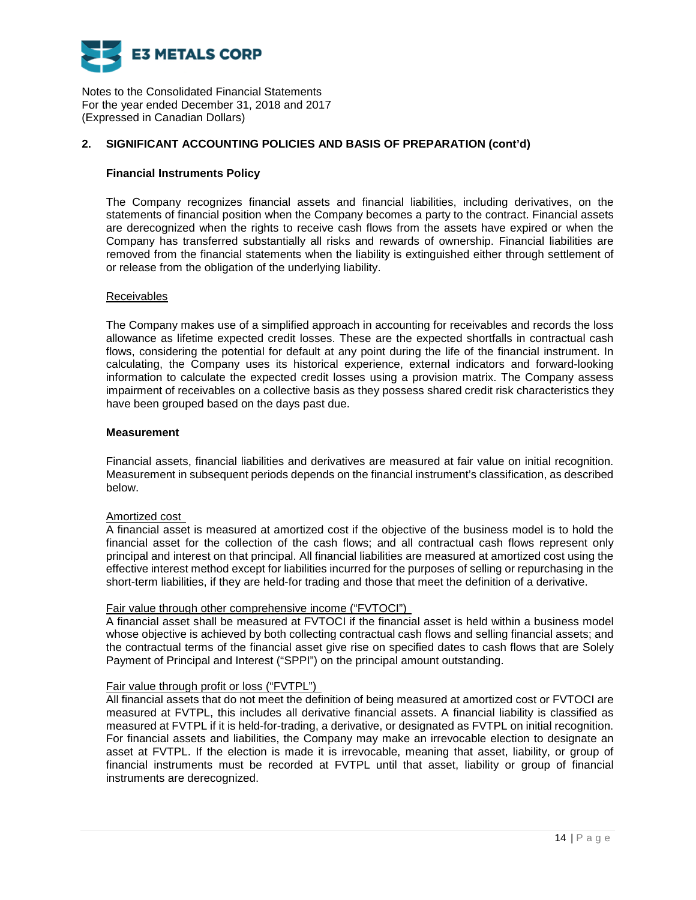## 2. SIGNIFICANT ACCOUNTING POLICIES AND BASIS OF PREPARATION (cont'd)

### Financial Instruments Policy

The Company recognizes financial assets and financial liabilities, including derivatives, on the statements of financial position when the Company becomes a party to the contract. Financial assets are derecognized when the rights to receive cash flows from the assets have expired or when the Company has transferred substantially all risks and rewards of ownership. Financial liabilities are removed from the financial statements when the liability is extinguished either through settlement of or release from the obligation of the underlying liability.

Receivables

The Company makes use of a simplified approach in accounting for receivables and records the loss allowance as lifetime expected credit losses. These are the expected shortfalls in contractual cash flows, considering the potential for default at any point during the life of the financial instrument. In calculating, the Company uses its historical experience, external indicators and forward-looking information to calculate the expected credit losses using a provision matrix. The Company assess impairment of receivables on a collective basis as they possess shared credit risk characteristics they have been grouped based on the days past due.

### Measurement

Financial assets, financial liabilities and derivatives are measured at fair value on initial recognition. Measurement in subsequent periods depends on the financial instrument's classification, as described below.

Amortized cost

A financial asset is measured at amortized cost if the objective of the business model is to hold the financial asset for the collection of the cash flows; and all contractual cash flows represent only principal and interest on that principal. All financial liabilities are measured at amortized cost using the effective interest method except for liabilities incurred for the purposes of selling or repurchasing in the short-term liabilities, if they are held-for trading and those that meet the definition of a derivative.

Fair value through other comprehensive income ("FVTOCI")

A financial asset shall be measured at FVTOCI if the financial asset is held within a business model whose objective is achieved by both collecting contractual cash flows and selling financial assets; and the contractual terms of the financial asset give rise on specified dates to cash flows that are Solely Payment of Principal and Interest ("SPPI") on the principal amount outstanding.

Fair value through profit or loss ("FVTPL")

All financial assets that do not meet the definition of being measured at amortized cost or FVTOCI are measured at FVTPL, this includes all derivative financial assets. A financial liability is classified as measured at FVTPL if it is held-for-trading, a derivative, or designated as FVTPL on initial recognition. For financial assets and liabilities, the Company may make an irrevocable election to designate an asset at FVTPL. If the election is made it is irrevocable, meaning that asset, liability, or group of financial instruments must be recorded at FVTPL until that asset, liability or group of financial instruments are derecognized.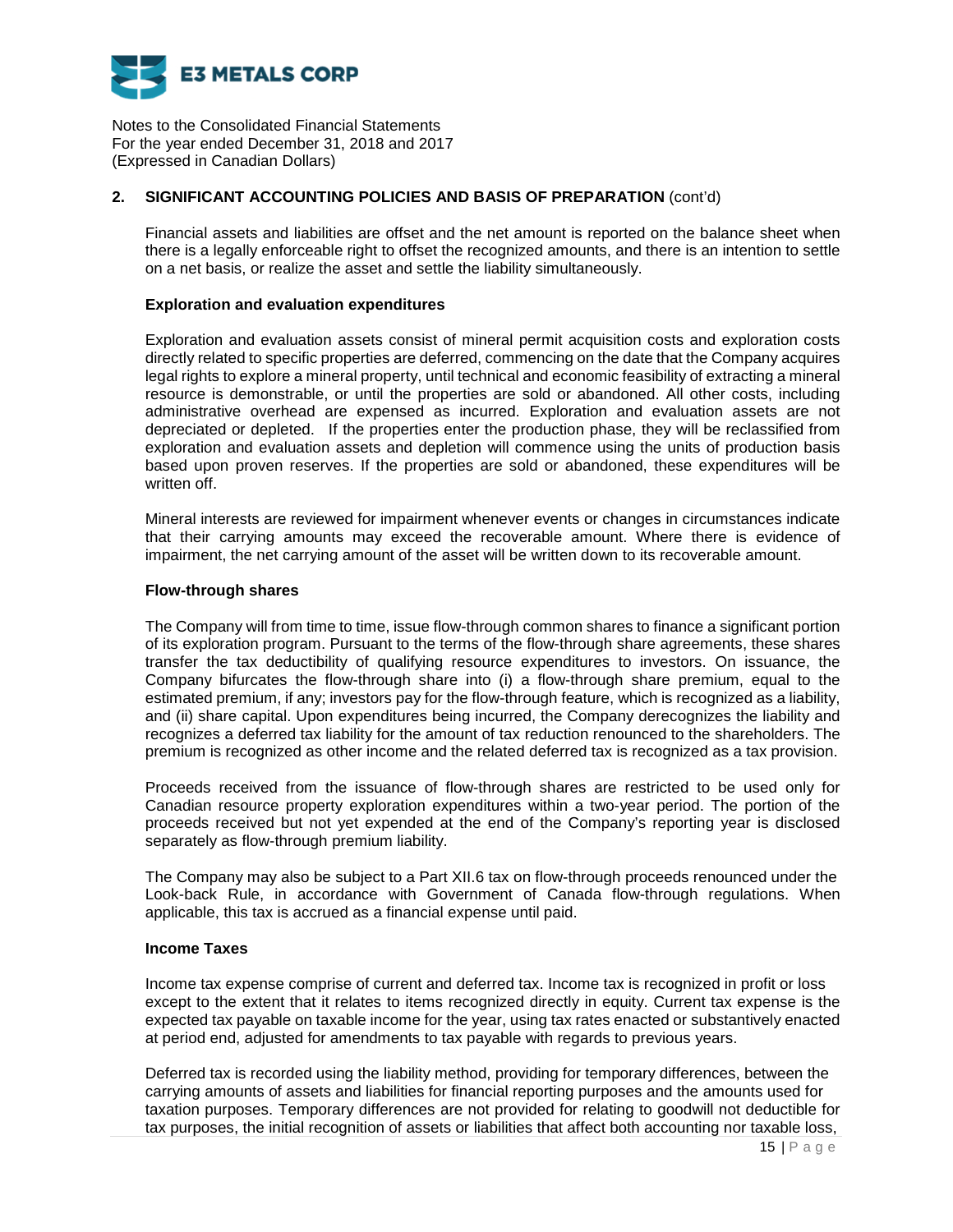## 2. SIGNIFICANT ACCOUNTING POLICIES AND BASIS OF PREPARATION (cont'd)

Financial assets and liabilities are offset and the net amount is reported on the balance sheet when there is a legally enforceable right to offset the recognized amounts, and there is an intention to settle on a net basis, or realize the asset and settle the liability simultaneously.

### Exploration and evaluation expenditures

Exploration and evaluation assets consist of mineral permit acquisition costs and exploration costs directly related to specific properties are deferred, commencing on the date that the Company acquires legal rights to explore a mineral property, until technical and economic feasibility of extracting a mineral resource is demonstrable, or until the properties are sold or abandoned. All other costs, including administrative overhead are expensed as incurred. Exploration and evaluation assets are not depreciated or depleted. If the properties enter the production phase, they will be reclassified from exploration and evaluation assets and depletion will commence using the units of production basis based upon proven reserves. If the properties are sold or abandoned, these expenditures will be written off.

Mineral interests are reviewed for impairment whenever events or changes in circumstances indicate that their carrying amounts may exceed the recoverable amount. Where there is evidence of impairment, the net carrying amount of the asset will be written down to its recoverable amount.

### Flow-through shares

The Company will from time to time, issue flow-through common shares to finance a significant portion of its exploration program. Pursuant to the terms of the flow-through share agreements, these shares transfer the tax deductibility of qualifying resource expenditures to investors. On issuance, the Company bifurcates the flow-through share into (i) a flow-through share premium, equal to the estimated premium, if any; investors pay for the flow-through feature, which is recognized as a liability, and (ii) share capital. Upon expenditures being incurred, the Company derecognizes the liability and recognizes a deferred tax liability for the amount of tax reduction renounced to the shareholders. The premium is recognized as other income and the related deferred tax is recognized as a tax provision.

Proceeds received from the issuance of flow-through shares are restricted to be used only for Canadian resource property exploration expenditures within a two-year period. The portion of the proceeds received but not yet expended at the end of the Company's reporting year is disclosed separately as flow-through premium liability.

The Company may also be subject to a Part XII.6 tax on flow-through proceeds renounced under the Look-back Rule, in accordance with Government of Canada flow-through regulations. When applicable, this tax is accrued as a financial expense until paid.

### Income Taxes

Income tax expense comprise of current and deferred tax. Income tax is recognized in profit or loss except to the extent that it relates to items recognized directly in equity. Current tax expense is the expected tax payable on taxable income for the year, using tax rates enacted or substantively enacted at period end, adjusted for amendments to tax payable with regards to previous years.

Deferred tax is recorded using the liability method, providing for temporary differences, between the carrying amounts of assets and liabilities for financial reporting purposes and the amounts used for taxation purposes. Temporary differences are not provided for relating to goodwill not deductible for tax purposes, the initial recognition of assets or liabilities that affect both accounting nor taxable loss,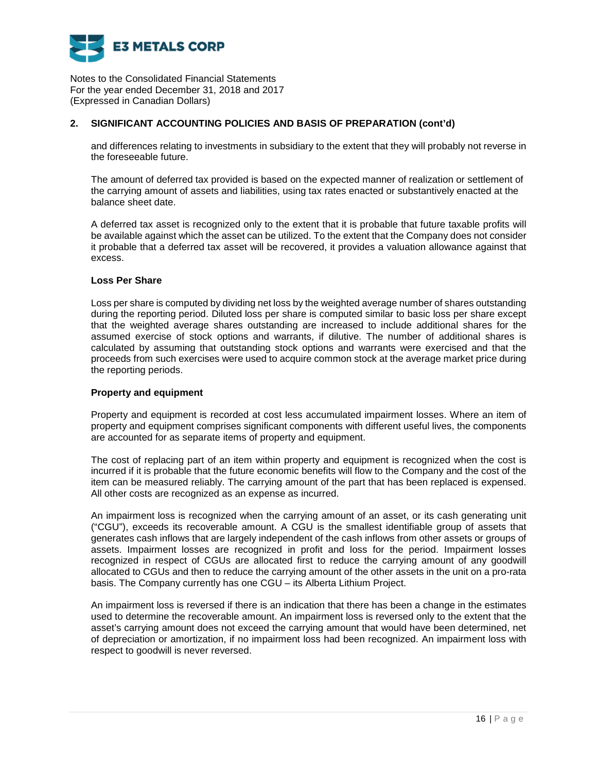## 2. SIGNIFICANT ACCOUNTING POLICIES AND BASIS OF PREPARATION (cont'd)

and differences relating to investments in subsidiary to the extent that they will probably not reverse in the foreseeable future.

The amount of deferred tax provided is based on the expected manner of realization or settlement of the carrying amount of assets and liabilities, using tax rates enacted or substantively enacted at the balance sheet date.

A deferred tax asset is recognized only to the extent that it is probable that future taxable profits will be available against which the asset can be utilized. To the extent that the Company does not consider it probable that a deferred tax asset will be recovered, it provides a valuation allowance against that excess.

### Loss Per Share

Loss per share is computed by dividing net loss by the weighted average number of shares outstanding during the reporting period. Diluted loss per share is computed similar to basic loss per share except that the weighted average shares outstanding are increased to include additional shares for the assumed exercise of stock options and warrants, if dilutive. The number of additional shares is calculated by assuming that outstanding stock options and warrants were exercised and that the proceeds from such exercises were used to acquire common stock at the average market price during the reporting periods.

### Property and equipment

Property and equipment is recorded at cost less accumulated impairment losses. Where an item of property and equipment comprises significant components with different useful lives, the components are accounted for as separate items of property and equipment.

The cost of replacing part of an item within property and equipment is recognized when the cost is incurred if it is probable that the future economic benefits will flow to the Company and the cost of the item can be measured reliably. The carrying amount of the part that has been replaced is expensed. All other costs are recognized as an expense as incurred.

An impairment loss is recognized when the carrying amount of an asset, or its cash generating unit ("CGU"), exceeds its recoverable amount. A CGU is the smallest identifiable group of assets that generates cash inflows that are largely independent of the cash inflows from other assets or groups of assets. Impairment losses are recognized in profit and loss for the period. Impairment losses recognized in respect of CGUs are allocated first to reduce the carrying amount of any goodwill allocated to CGUs and then to reduce the carrying amount of the other assets in the unit on a pro-rata basis. The Company currently has one CGU – its Alberta Lithium Project.

An impairment loss is reversed if there is an indication that there has been a change in the estimates used to determine the recoverable amount. An impairment loss is reversed only to the extent that the asset's carrying amount does not exceed the carrying amount that would have been determined, net of depreciation or amortization, if no impairment loss had been recognized. An impairment loss with respect to goodwill is never reversed.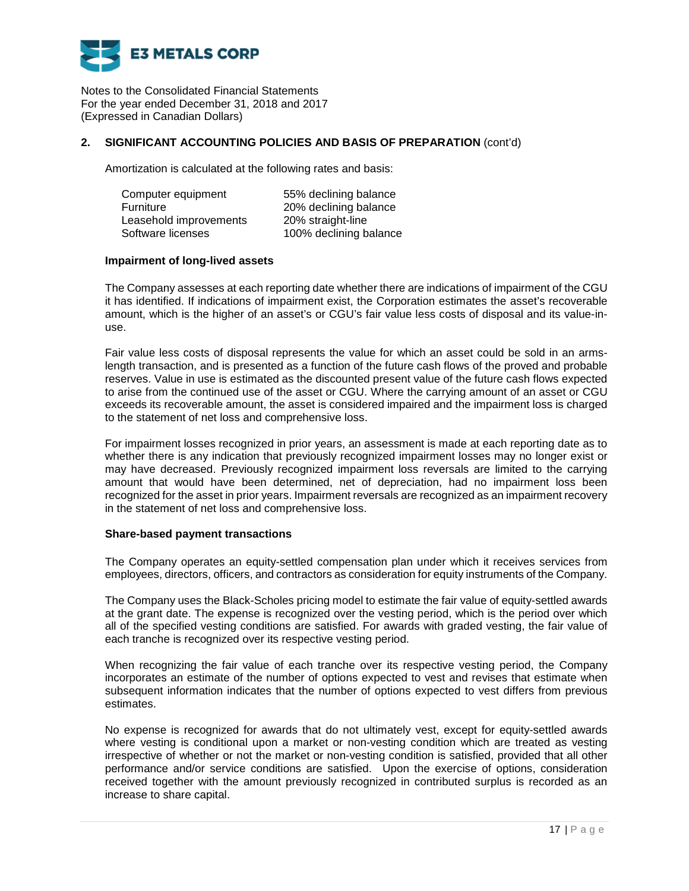## 2. SIGNIFICANT ACCOUNTING POLICIES AND BASIS OF PREPARATION (cont'd)

Amortization is calculated at the following rates and basis:

| | |
|---|---|
| Computer equipment | 55% declining balance |
| Furniture | 20% declining balance |
| Leasehold improvements | 20% straight-line |
| Software licenses | 100% declining balance |

### Impairment of long-lived assets

The Company assesses at each reporting date whether there are indications of impairment of the CGU it has identified. If indications of impairment exist, the Corporation estimates the asset's recoverable amount, which is the higher of an asset's or CGU's fair value less costs of disposal and its value-in-use.

Fair value less costs of disposal represents the value for which an asset could be sold in an arms-length transaction, and is presented as a function of the future cash flows of the proved and probable reserves. Value in use is estimated as the discounted present value of the future cash flows expected to arise from the continued use of the asset or CGU. Where the carrying amount of an asset or CGU exceeds its recoverable amount, the asset is considered impaired and the impairment loss is charged to the statement of net loss and comprehensive loss.

For impairment losses recognized in prior years, an assessment is made at each reporting date as to whether there is any indication that previously recognized impairment losses may no longer exist or may have decreased. Previously recognized impairment loss reversals are limited to the carrying amount that would have been determined, net of depreciation, had no impairment loss been recognized for the asset in prior years. Impairment reversals are recognized as an impairment recovery in the statement of net loss and comprehensive loss.

### Share-based payment transactions

The Company operates an equity-settled compensation plan under which it receives services from employees, directors, officers, and contractors as consideration for equity instruments of the Company.

The Company uses the Black-Scholes pricing model to estimate the fair value of equity-settled awards at the grant date. The expense is recognized over the vesting period, which is the period over which all of the specified vesting conditions are satisfied. For awards with graded vesting, the fair value of each tranche is recognized over its respective vesting period.

When recognizing the fair value of each tranche over its respective vesting period, the Company incorporates an estimate of the number of options expected to vest and revises that estimate when subsequent information indicates that the number of options expected to vest differs from previous estimates.

No expense is recognized for awards that do not ultimately vest, except for equity-settled awards where vesting is conditional upon a market or non-vesting condition which are treated as vesting irrespective of whether or not the market or non-vesting condition is satisfied, provided that all other performance and/or service conditions are satisfied. Upon the exercise of options, consideration received together with the amount previously recognized in contributed surplus is recorded as an increase to share capital.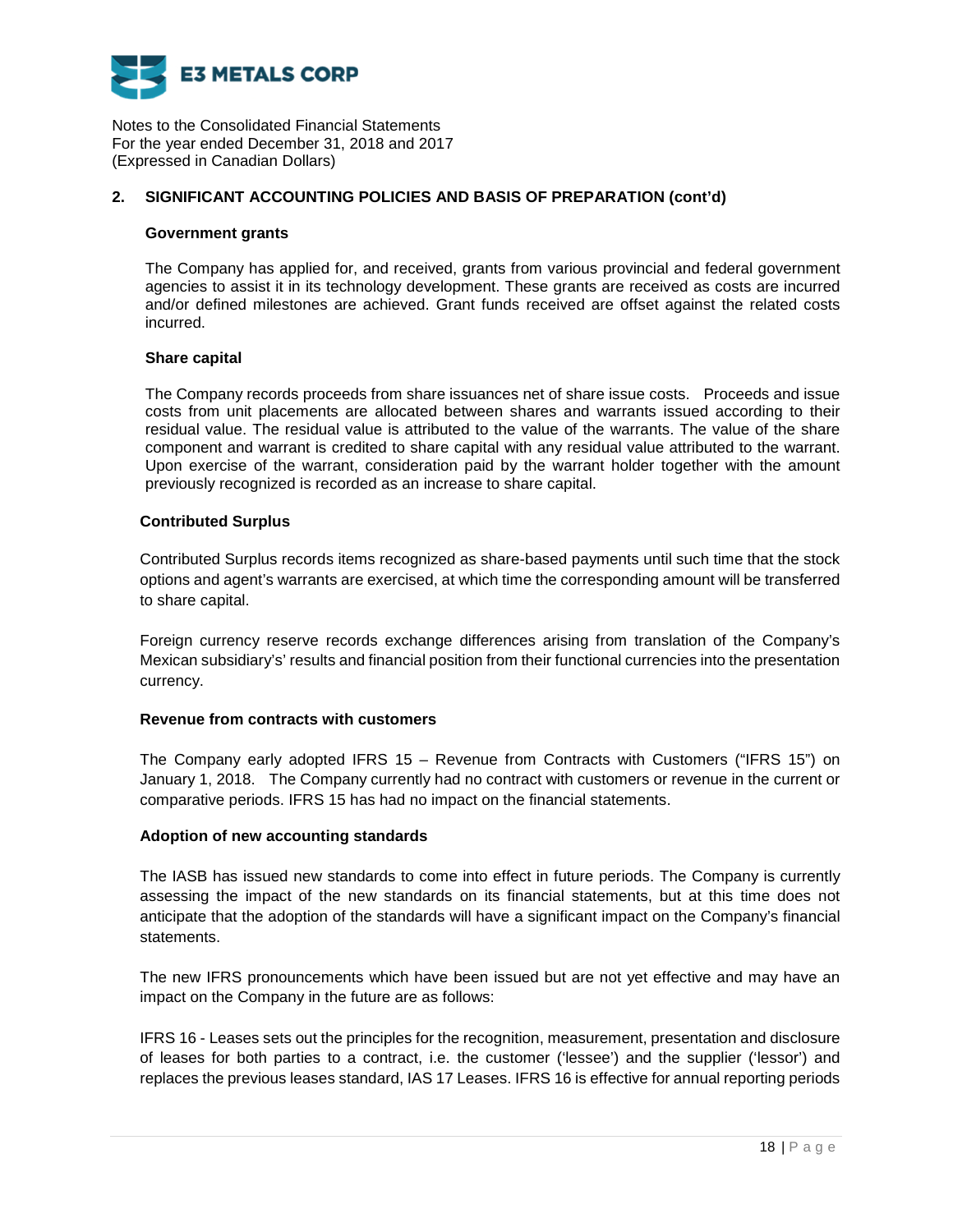Notes to the Consolidated Financial Statements
For the year ended December 31, 2018 and 2017
(Expressed in Canadian Dollars)

## 2. SIGNIFICANT ACCOUNTING POLICIES AND BASIS OF PREPARATION (cont'd)

### Government grants

The Company has applied for, and received, grants from various provincial and federal government agencies to assist it in its technology development. These grants are received as costs are incurred and/or defined milestones are achieved. Grant funds received are offset against the related costs incurred.

### Share capital

The Company records proceeds from share issuances net of share issue costs. Proceeds and issue costs from unit placements are allocated between shares and warrants issued according to their residual value. The residual value is attributed to the value of the warrants. The value of the share component and warrant is credited to share capital with any residual value attributed to the warrant. Upon exercise of the warrant, consideration paid by the warrant holder together with the amount previously recognized is recorded as an increase to share capital.

### Contributed Surplus

Contributed Surplus records items recognized as share-based payments until such time that the stock options and agent's warrants are exercised, at which time the corresponding amount will be transferred to share capital.

Foreign currency reserve records exchange differences arising from translation of the Company's Mexican subsidiary's' results and financial position from their functional currencies into the presentation currency.

### Revenue from contracts with customers

The Company early adopted IFRS 15 – Revenue from Contracts with Customers ("IFRS 15") on January 1, 2018. The Company currently had no contract with customers or revenue in the current or comparative periods. IFRS 15 has had no impact on the financial statements.

### Adoption of new accounting standards

The IASB has issued new standards to come into effect in future periods. The Company is currently assessing the impact of the new standards on its financial statements, but at this time does not anticipate that the adoption of the standards will have a significant impact on the Company's financial statements.

The new IFRS pronouncements which have been issued but are not yet effective and may have an impact on the Company in the future are as follows:

IFRS 16 - Leases sets out the principles for the recognition, measurement, presentation and disclosure of leases for both parties to a contract, i.e. the customer ('lessee') and the supplier ('lessor') and replaces the previous leases standard, IAS 17 Leases. IFRS 16 is effective for annual reporting periods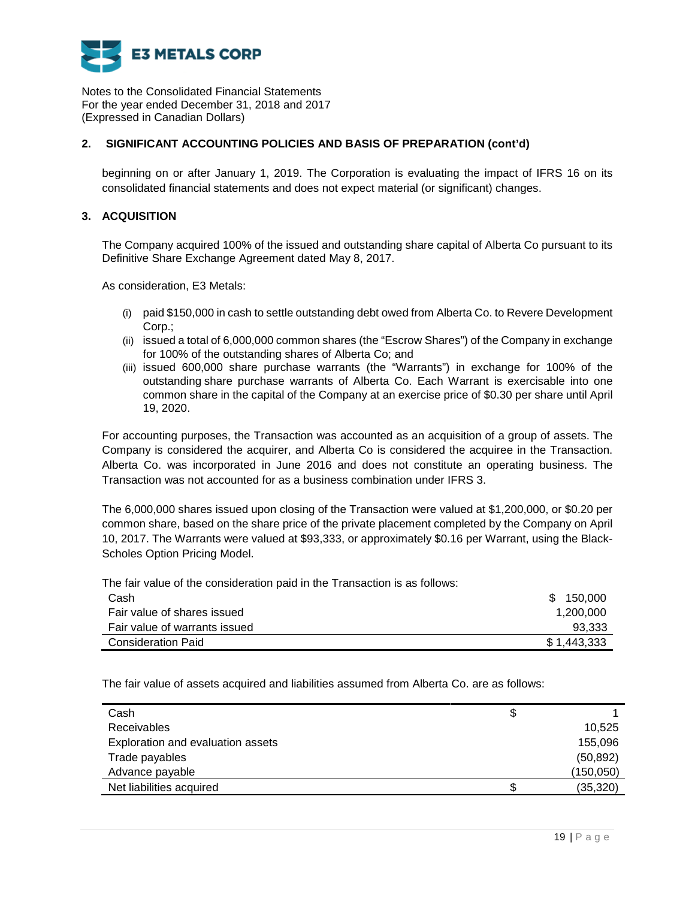## 2. SIGNIFICANT ACCOUNTING POLICIES AND BASIS OF PREPARATION (cont'd)

beginning on or after January 1, 2019. The Corporation is evaluating the impact of IFRS 16 on its consolidated financial statements and does not expect material (or significant) changes.

## 3. ACQUISITION

The Company acquired 100% of the issued and outstanding share capital of Alberta Co pursuant to its Definitive Share Exchange Agreement dated May 8, 2017.

As consideration, E3 Metals:

(i) paid $150,000 in cash to settle outstanding debt owed from Alberta Co. to Revere Development Corp.;
(ii) issued a total of 6,000,000 common shares (the "Escrow Shares") of the Company in exchange for 100% of the outstanding shares of Alberta Co; and
(iii) issued 600,000 share purchase warrants (the "Warrants") in exchange for 100% of the outstanding share purchase warrants of Alberta Co. Each Warrant is exercisable into one common share in the capital of the Company at an exercise price of $0.30 per share until April 19, 2020.

For accounting purposes, the Transaction was accounted as an acquisition of a group of assets. The Company is considered the acquirer, and Alberta Co is considered the acquiree in the Transaction. Alberta Co. was incorporated in June 2016 and does not constitute an operating business. The Transaction was not accounted for as a business combination under IFRS 3.

The 6,000,000 shares issued upon closing of the Transaction were valued at $1,200,000, or $0.20 per common share, based on the share price of the private placement completed by the Company on April 10, 2017. The Warrants were valued at $93,333, or approximately $0.16 per Warrant, using the Black-Scholes Option Pricing Model.

The fair value of the consideration paid in the Transaction is as follows:

| | |
|---|---|
| Cash | $ 150,000 |
| Fair value of shares issued | 1,200,000 |
| Fair value of warrants issued | 93,333 |
| Consideration Paid | $ 1,443,333 |

The fair value of assets acquired and liabilities assumed from Alberta Co. are as follows:

| | | |
|---|---|---|
| Cash | $ | 1 |
| Receivables | | 10,525 |
| Exploration and evaluation assets | | 155,096 |
| Trade payables | | (50,892) |
| Advance payable | | (150,050) |
| Net liabilities acquired | $ | (35,320) |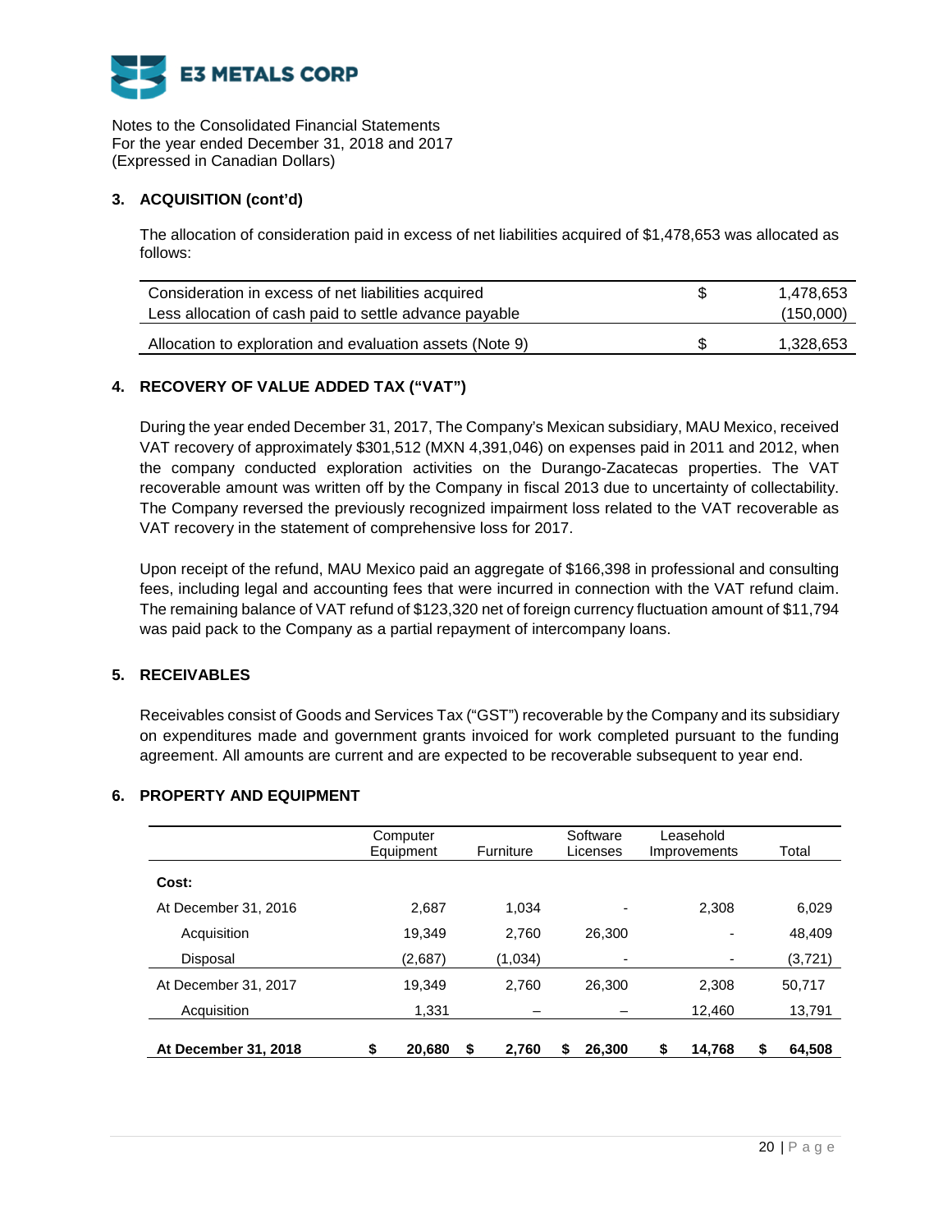Notes to the Consolidated Financial Statements
For the year ended December 31, 2018 and 2017
(Expressed in Canadian Dollars)

## 3. ACQUISITION (cont'd)

The allocation of consideration paid in excess of net liabilities acquired of $1,478,653 was allocated as follows:

| | | |
|---|---|---|
| Consideration in excess of net liabilities acquired | $ | 1,478,653 |
| Less allocation of cash paid to settle advance payable | | (150,000) |
| Allocation to exploration and evaluation assets (Note 9) | $ | 1,328,653 |

## 4. RECOVERY OF VALUE ADDED TAX ("VAT")

During the year ended December 31, 2017, The Company's Mexican subsidiary, MAU Mexico, received VAT recovery of approximately $301,512 (MXN 4,391,046) on expenses paid in 2011 and 2012, when the company conducted exploration activities on the Durango-Zacatecas properties. The VAT recoverable amount was written off by the Company in fiscal 2013 due to uncertainty of collectability. The Company reversed the previously recognized impairment loss related to the VAT recoverable as VAT recovery in the statement of comprehensive loss for 2017.

Upon receipt of the refund, MAU Mexico paid an aggregate of $166,398 in professional and consulting fees, including legal and accounting fees that were incurred in connection with the VAT refund claim. The remaining balance of VAT refund of $123,320 net of foreign currency fluctuation amount of $11,794 was paid pack to the Company as a partial repayment of intercompany loans.

## 5. RECEIVABLES

Receivables consist of Goods and Services Tax ("GST") recoverable by the Company and its subsidiary on expenditures made and government grants invoiced for work completed pursuant to the funding agreement. All amounts are current and are expected to be recoverable subsequent to year end.

## 6. PROPERTY AND EQUIPMENT

| | Computer Equipment | Furniture | Software Licenses | Leasehold Improvements | Total |
|---|---|---|---|---|---|
| **Cost:** | | | | | |
| At December 31, 2016 | 2,687 | 1,034 | - | 2,308 | 6,029 |
| Acquisition | 19,349 | 2,760 | 26,300 | - | 48,409 |
| Disposal | (2,687) | (1,034) | - | - | (3,721) |
| At December 31, 2017 | 19,349 | 2,760 | 26,300 | 2,308 | 50,717 |
| Acquisition | 1,331 | – | – | 12,460 | 13,791 |
| **At December 31, 2018** | **$ 20,680** | **$ 2,760** | **$ 26,300** | **$ 14,768** | **$ 64,508** |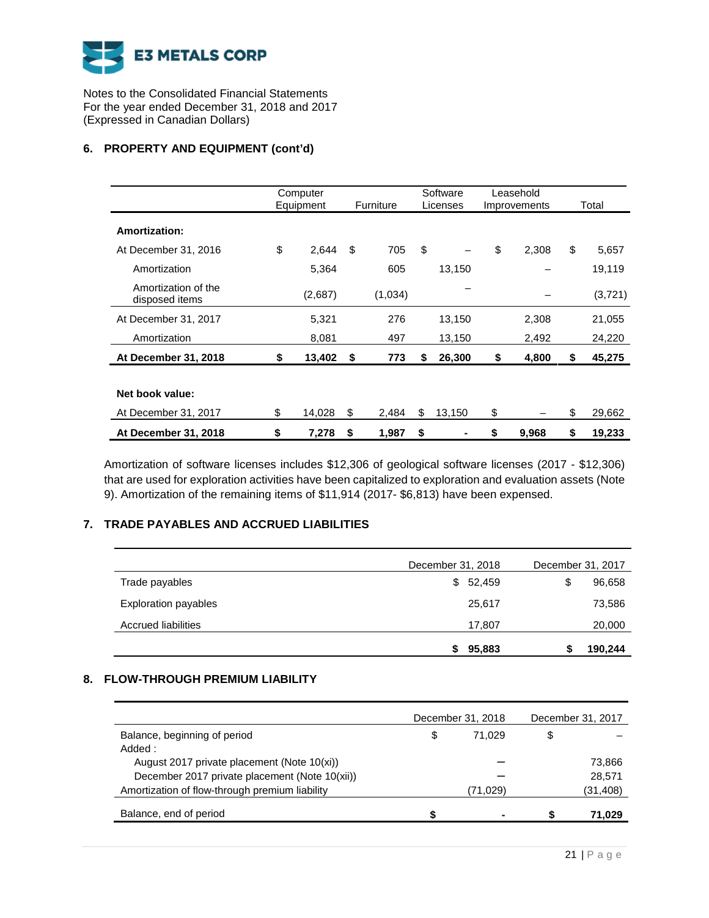Notes to the Consolidated Financial Statements
For the year ended December 31, 2018 and 2017
(Expressed in Canadian Dollars)

## 6. PROPERTY AND EQUIPMENT (cont'd)

| | Computer Equipment | Furniture | Software Licenses | Leasehold Improvements | Total |
|---|---|---|---|---|---|
| **Amortization:** | | | | | |
| At December 31, 2016 | $ 2,644 | $ 705 | $ – | $ 2,308 | $ 5,657 |
| Amortization | 5,364 | 605 | 13,150 | – | 19,119 |
| Amortization of the disposed items | (2,687) | (1,034) | – | – | (3,721) |
| At December 31, 2017 | 5,321 | 276 | 13,150 | 2,308 | 21,055 |
| Amortization | 8,081 | 497 | 13,150 | 2,492 | 24,220 |
| **At December 31, 2018** | **$ 13,402** | **$ 773** | **$ 26,300** | **$ 4,800** | **$ 45,275** |
| | | | | | |
| **Net book value:** | | | | | |
| At December 31, 2017 | $ 14,028 | $ 2,484 | $ 13,150 | $ – | $ 29,662 |
| **At December 31, 2018** | **$ 7,278** | **$ 1,987** | **$ -** | **$ 9,968** | **$ 19,233** |

Amortization of software licenses includes $12,306 of geological software licenses (2017 - $12,306) that are used for exploration activities have been capitalized to exploration and evaluation assets (Note 9). Amortization of the remaining items of $11,914 (2017- $6,813) have been expensed.

## 7. TRADE PAYABLES AND ACCRUED LIABILITIES

| | December 31, 2018 | December 31, 2017 |
|---|---|---|
| Trade payables | $ 52,459 | $ 96,658 |
| Exploration payables | 25,617 | 73,586 |
| Accrued liabilities | 17,807 | 20,000 |
| | **$ 95,883** | **$ 190,244** |

## 8. FLOW-THROUGH PREMIUM LIABILITY

| | December 31, 2018 | December 31, 2017 |
|---|---|---|
| Balance, beginning of period | $ 71,029 | $ – |
| Added : | | |
| August 2017 private placement (Note 10(xi)) | – | 73,866 |
| December 2017 private placement (Note 10(xii)) | – | 28,571 |
| Amortization of flow-through premium liability | (71,029) | (31,408) |
| Balance, end of period | **$ -** | **$ 71,029** |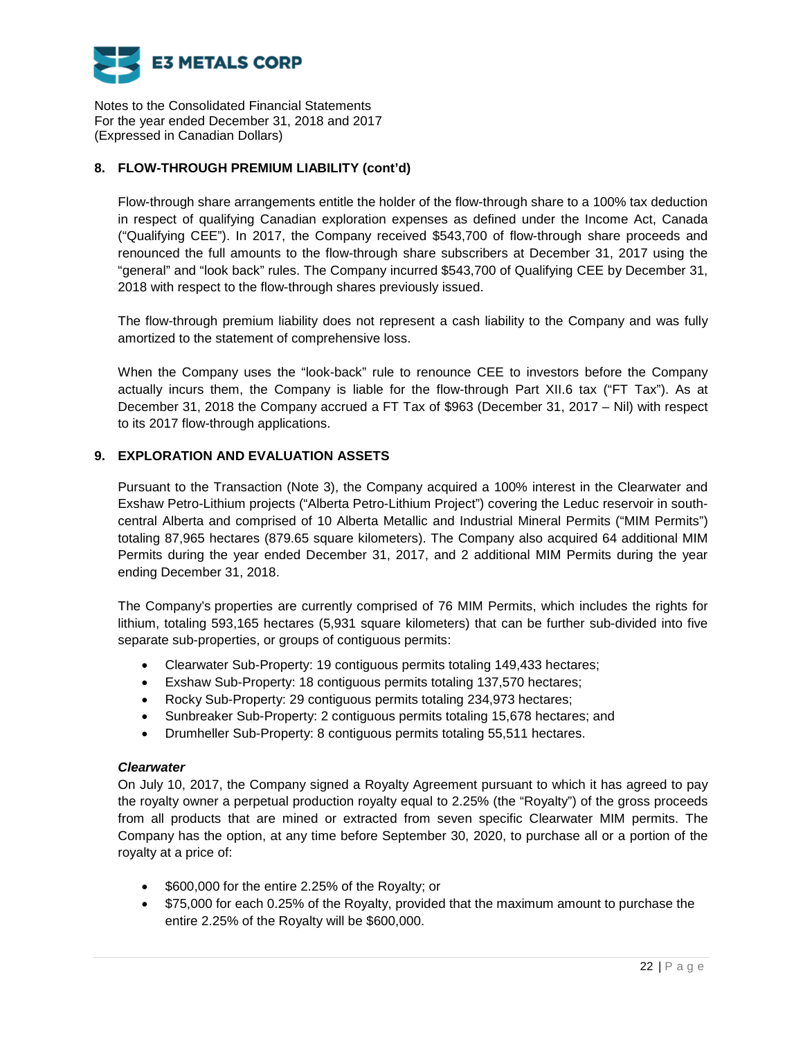## 8. FLOW-THROUGH PREMIUM LIABILITY (cont'd)

Flow-through share arrangements entitle the holder of the flow-through share to a 100% tax deduction in respect of qualifying Canadian exploration expenses as defined under the Income Act, Canada ("Qualifying CEE"). In 2017, the Company received $543,700 of flow-through share proceeds and renounced the full amounts to the flow-through share subscribers at December 31, 2017 using the "general" and "look back" rules. The Company incurred $543,700 of Qualifying CEE by December 31, 2018 with respect to the flow-through shares previously issued.

The flow-through premium liability does not represent a cash liability to the Company and was fully amortized to the statement of comprehensive loss.

When the Company uses the "look-back" rule to renounce CEE to investors before the Company actually incurs them, the Company is liable for the flow-through Part XII.6 tax ("FT Tax"). As at December 31, 2018 the Company accrued a FT Tax of $963 (December 31, 2017 – Nil) with respect to its 2017 flow-through applications.

## 9. EXPLORATION AND EVALUATION ASSETS

Pursuant to the Transaction (Note 3), the Company acquired a 100% interest in the Clearwater and Exshaw Petro-Lithium projects ("Alberta Petro-Lithium Project") covering the Leduc reservoir in south-central Alberta and comprised of 10 Alberta Metallic and Industrial Mineral Permits ("MIM Permits") totaling 87,965 hectares (879.65 square kilometers). The Company also acquired 64 additional MIM Permits during the year ended December 31, 2017, and 2 additional MIM Permits during the year ending December 31, 2018.

The Company's properties are currently comprised of 76 MIM Permits, which includes the rights for lithium, totaling 593,165 hectares (5,931 square kilometers) that can be further sub-divided into five separate sub-properties, or groups of contiguous permits:

- Clearwater Sub-Property: 19 contiguous permits totaling 149,433 hectares;
- Exshaw Sub-Property: 18 contiguous permits totaling 137,570 hectares;
- Rocky Sub-Property: 29 contiguous permits totaling 234,973 hectares;
- Sunbreaker Sub-Property: 2 contiguous permits totaling 15,678 hectares; and
- Drumheller Sub-Property: 8 contiguous permits totaling 55,511 hectares.

***Clearwater***

On July 10, 2017, the Company signed a Royalty Agreement pursuant to which it has agreed to pay the royalty owner a perpetual production royalty equal to 2.25% (the "Royalty") of the gross proceeds from all products that are mined or extracted from seven specific Clearwater MIM permits. The Company has the option, at any time before September 30, 2020, to purchase all or a portion of the royalty at a price of:

- $600,000 for the entire 2.25% of the Royalty; or
- $75,000 for each 0.25% of the Royalty, provided that the maximum amount to purchase the entire 2.25% of the Royalty will be $600,000.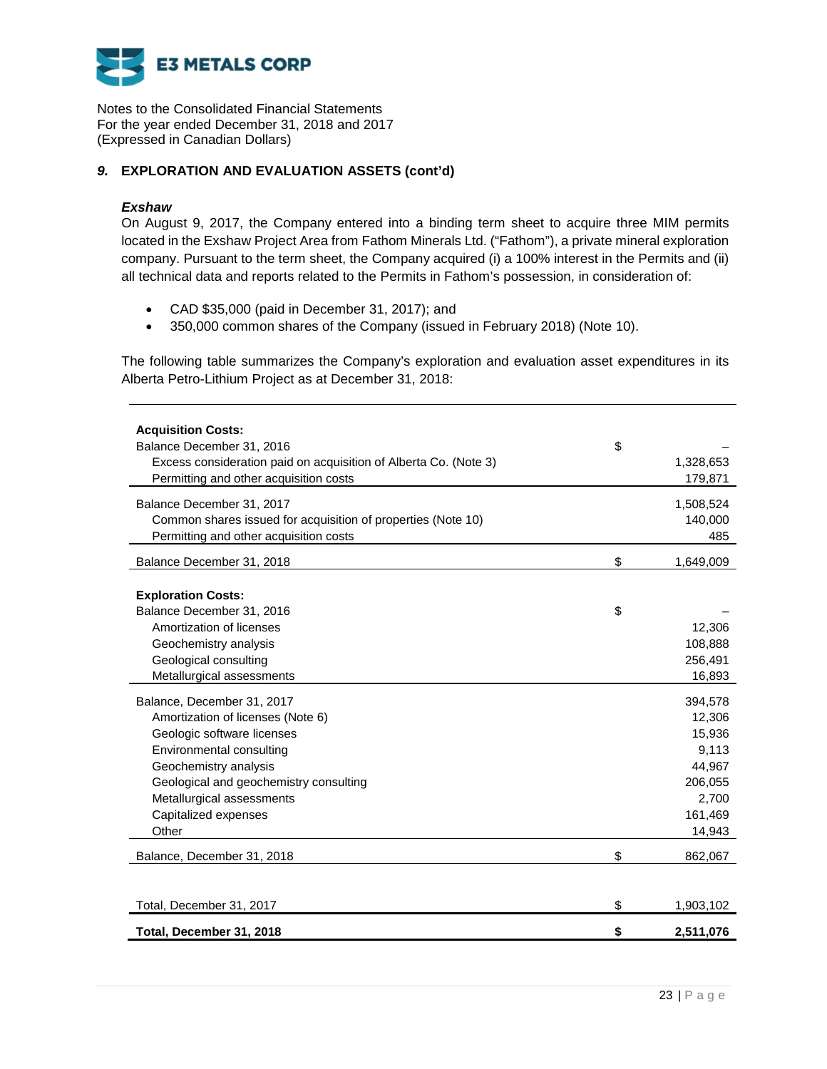Notes to the Consolidated Financial Statements
For the year ended December 31, 2018 and 2017
(Expressed in Canadian Dollars)

## *9.* EXPLORATION AND EVALUATION ASSETS (cont'd)

***Exshaw***

On August 9, 2017, the Company entered into a binding term sheet to acquire three MIM permits located in the Exshaw Project Area from Fathom Minerals Ltd. ("Fathom"), a private mineral exploration company. Pursuant to the term sheet, the Company acquired (i) a 100% interest in the Permits and (ii) all technical data and reports related to the Permits in Fathom's possession, in consideration of:

- CAD $35,000 (paid in December 31, 2017); and
- 350,000 common shares of the Company (issued in February 2018) (Note 10).

The following table summarizes the Company's exploration and evaluation asset expenditures in its Alberta Petro-Lithium Project as at December 31, 2018:

| | | |
|---|---|---|
| **Acquisition Costs:** | | |
| Balance December 31, 2016 | $ | – |
| Excess consideration paid on acquisition of Alberta Co. (Note 3) | | 1,328,653 |
| Permitting and other acquisition costs | | 179,871 |
| Balance December 31, 2017 | | 1,508,524 |
| Common shares issued for acquisition of properties (Note 10) | | 140,000 |
| Permitting and other acquisition costs | | 485 |
| Balance December 31, 2018 | $ | 1,649,009 |
| | | |
| **Exploration Costs:** | | |
| Balance December 31, 2016 | $ | – |
| Amortization of licenses | | 12,306 |
| Geochemistry analysis | | 108,888 |
| Geological consulting | | 256,491 |
| Metallurgical assessments | | 16,893 |
| Balance, December 31, 2017 | | 394,578 |
| Amortization of licenses (Note 6) | | 12,306 |
| Geologic software licenses | | 15,936 |
| Environmental consulting | | 9,113 |
| Geochemistry analysis | | 44,967 |
| Geological and geochemistry consulting | | 206,055 |
| Metallurgical assessments | | 2,700 |
| Capitalized expenses | | 161,469 |
| Other | | 14,943 |
| Balance, December 31, 2018 | $ | 862,067 |
| | | |
| Total, December 31, 2017 | $ | 1,903,102 |
| **Total, December 31, 2018** | **$** | **2,511,076** |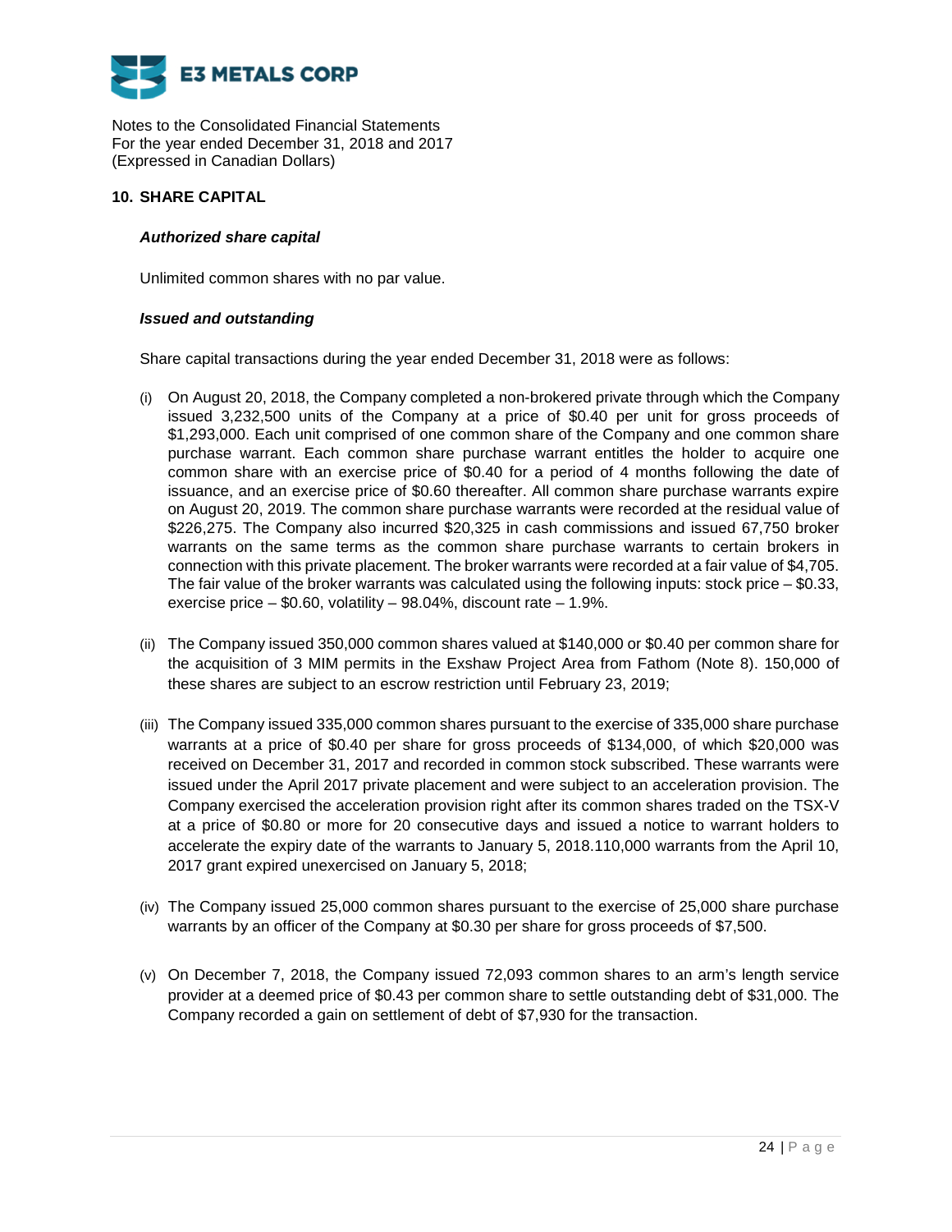Notes to the Consolidated Financial Statements
For the year ended December 31, 2018 and 2017
(Expressed in Canadian Dollars)

## 10. SHARE CAPITAL

### *Authorized share capital*

Unlimited common shares with no par value.

### *Issued and outstanding*

Share capital transactions during the year ended December 31, 2018 were as follows:

(i) On August 20, 2018, the Company completed a non-brokered private through which the Company issued 3,232,500 units of the Company at a price of $0.40 per unit for gross proceeds of $1,293,000. Each unit comprised of one common share of the Company and one common share purchase warrant. Each common share purchase warrant entitles the holder to acquire one common share with an exercise price of $0.40 for a period of 4 months following the date of issuance, and an exercise price of $0.60 thereafter. All common share purchase warrants expire on August 20, 2019. The common share purchase warrants were recorded at the residual value of $226,275. The Company also incurred $20,325 in cash commissions and issued 67,750 broker warrants on the same terms as the common share purchase warrants to certain brokers in connection with this private placement. The broker warrants were recorded at a fair value of $4,705. The fair value of the broker warrants was calculated using the following inputs: stock price – $0.33, exercise price – $0.60, volatility – 98.04%, discount rate – 1.9%.

(ii) The Company issued 350,000 common shares valued at $140,000 or $0.40 per common share for the acquisition of 3 MIM permits in the Exshaw Project Area from Fathom (Note 8). 150,000 of these shares are subject to an escrow restriction until February 23, 2019;

(iii) The Company issued 335,000 common shares pursuant to the exercise of 335,000 share purchase warrants at a price of $0.40 per share for gross proceeds of $134,000, of which $20,000 was received on December 31, 2017 and recorded in common stock subscribed. These warrants were issued under the April 2017 private placement and were subject to an acceleration provision. The Company exercised the acceleration provision right after its common shares traded on the TSX-V at a price of $0.80 or more for 20 consecutive days and issued a notice to warrant holders to accelerate the expiry date of the warrants to January 5, 2018.110,000 warrants from the April 10, 2017 grant expired unexercised on January 5, 2018;

(iv) The Company issued 25,000 common shares pursuant to the exercise of 25,000 share purchase warrants by an officer of the Company at $0.30 per share for gross proceeds of $7,500.

(v) On December 7, 2018, the Company issued 72,093 common shares to an arm's length service provider at a deemed price of $0.43 per common share to settle outstanding debt of $31,000. The Company recorded a gain on settlement of debt of $7,930 for the transaction.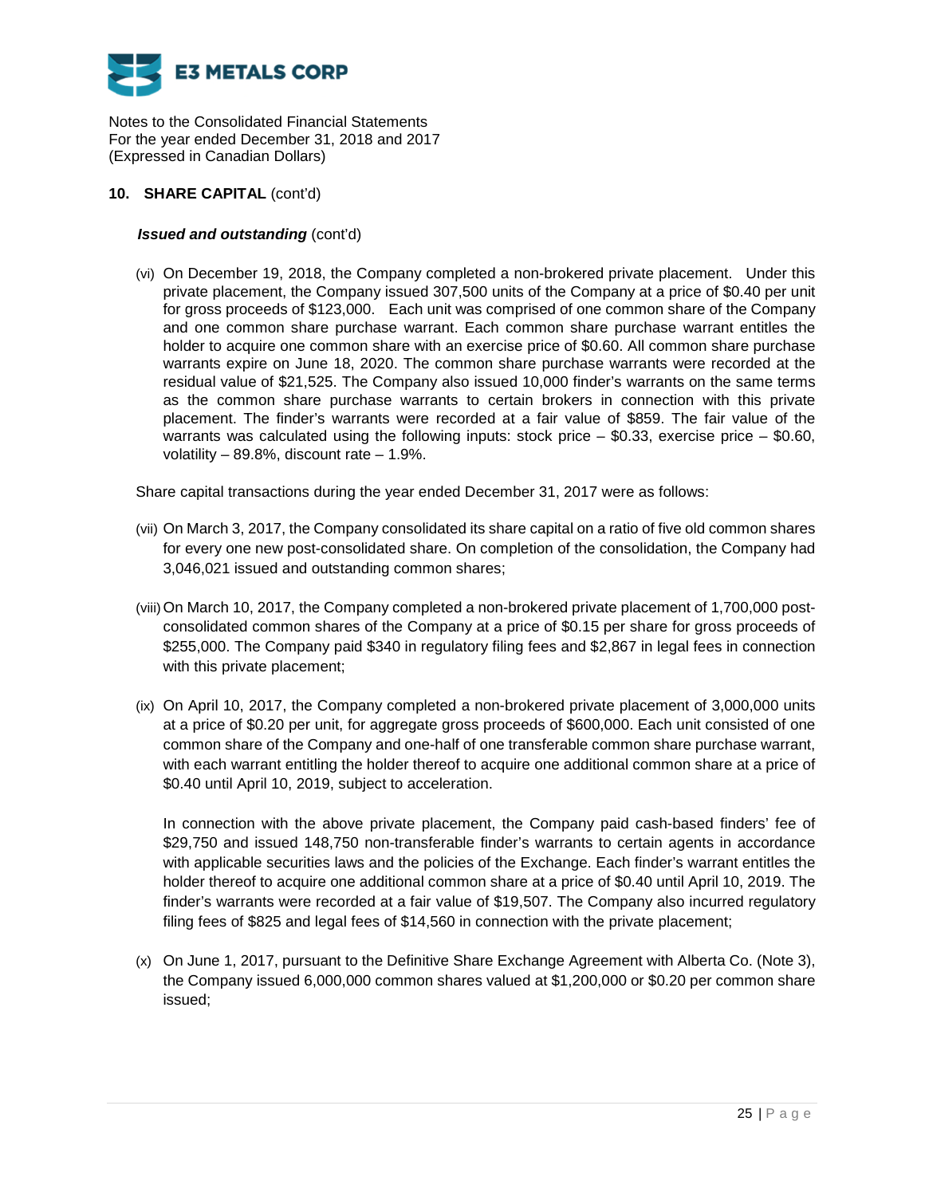## 10. SHARE CAPITAL (cont'd)

***Issued and outstanding*** (cont'd)

(vi) On December 19, 2018, the Company completed a non-brokered private placement. Under this private placement, the Company issued 307,500 units of the Company at a price of $0.40 per unit for gross proceeds of $123,000. Each unit was comprised of one common share of the Company and one common share purchase warrant. Each common share purchase warrant entitles the holder to acquire one common share with an exercise price of $0.60. All common share purchase warrants expire on June 18, 2020. The common share purchase warrants were recorded at the residual value of $21,525. The Company also issued 10,000 finder's warrants on the same terms as the common share purchase warrants to certain brokers in connection with this private placement. The finder's warrants were recorded at a fair value of $859. The fair value of the warrants was calculated using the following inputs: stock price – $0.33, exercise price – $0.60, volatility – 89.8%, discount rate – 1.9%.

Share capital transactions during the year ended December 31, 2017 were as follows:

(vii) On March 3, 2017, the Company consolidated its share capital on a ratio of five old common shares for every one new post-consolidated share. On completion of the consolidation, the Company had 3,046,021 issued and outstanding common shares;

(viii) On March 10, 2017, the Company completed a non-brokered private placement of 1,700,000 post-consolidated common shares of the Company at a price of $0.15 per share for gross proceeds of $255,000. The Company paid $340 in regulatory filing fees and $2,867 in legal fees in connection with this private placement;

(ix) On April 10, 2017, the Company completed a non-brokered private placement of 3,000,000 units at a price of $0.20 per unit, for aggregate gross proceeds of $600,000. Each unit consisted of one common share of the Company and one-half of one transferable common share purchase warrant, with each warrant entitling the holder thereof to acquire one additional common share at a price of $0.40 until April 10, 2019, subject to acceleration.

In connection with the above private placement, the Company paid cash-based finders' fee of $29,750 and issued 148,750 non-transferable finder's warrants to certain agents in accordance with applicable securities laws and the policies of the Exchange. Each finder's warrant entitles the holder thereof to acquire one additional common share at a price of $0.40 until April 10, 2019. The finder's warrants were recorded at a fair value of $19,507. The Company also incurred regulatory filing fees of $825 and legal fees of $14,560 in connection with the private placement;

(x) On June 1, 2017, pursuant to the Definitive Share Exchange Agreement with Alberta Co. (Note 3), the Company issued 6,000,000 common shares valued at $1,200,000 or $0.20 per common share issued;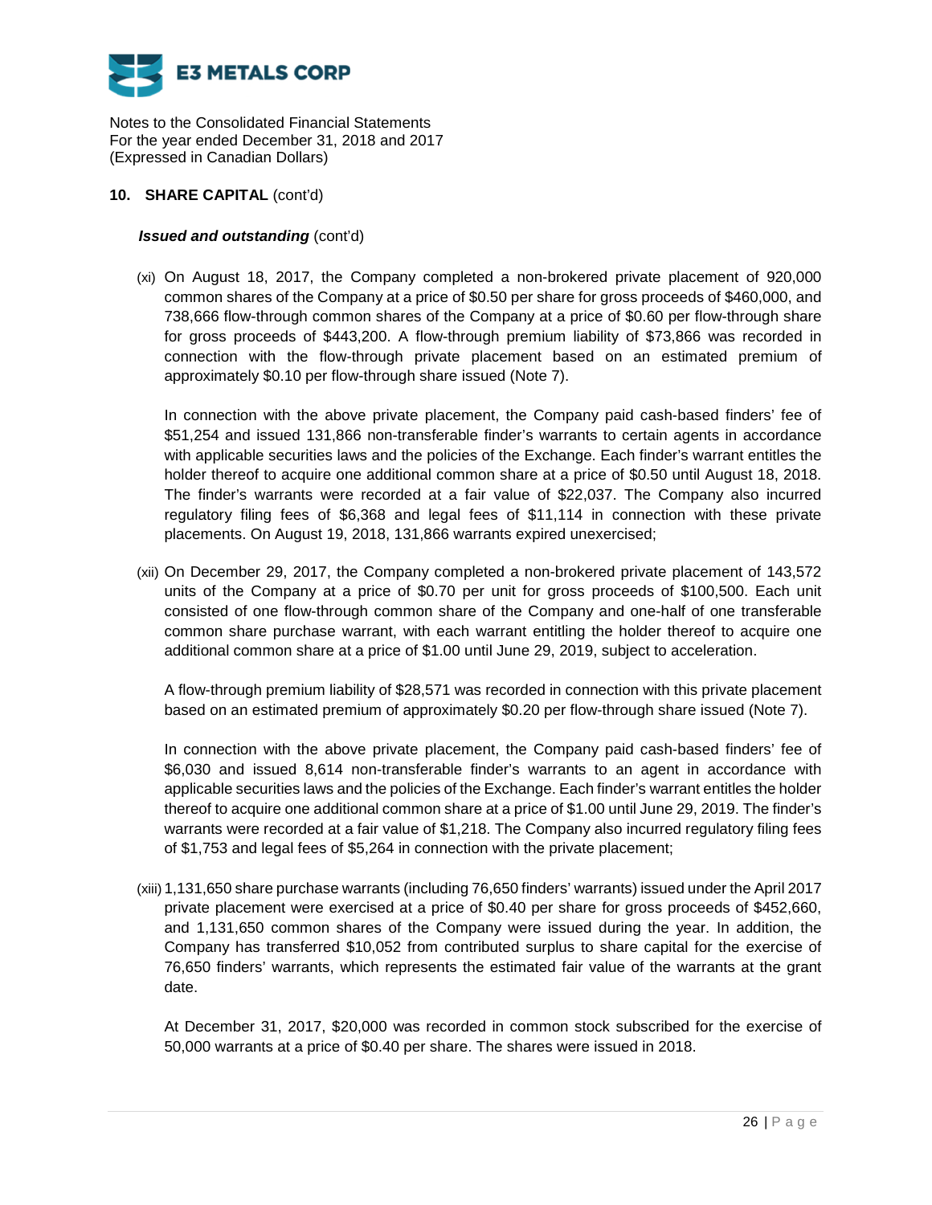**E3 METALS CORP**

Notes to the Consolidated Financial Statements
For the year ended December 31, 2018 and 2017
(Expressed in Canadian Dollars)

## 10. SHARE CAPITAL (cont'd)

***Issued and outstanding*** (cont'd)

(xi) On August 18, 2017, the Company completed a non-brokered private placement of 920,000 common shares of the Company at a price of $0.50 per share for gross proceeds of $460,000, and 738,666 flow-through common shares of the Company at a price of $0.60 per flow-through share for gross proceeds of $443,200. A flow-through premium liability of $73,866 was recorded in connection with the flow-through private placement based on an estimated premium of approximately $0.10 per flow-through share issued (Note 7).

In connection with the above private placement, the Company paid cash-based finders' fee of $51,254 and issued 131,866 non-transferable finder's warrants to certain agents in accordance with applicable securities laws and the policies of the Exchange. Each finder's warrant entitles the holder thereof to acquire one additional common share at a price of $0.50 until August 18, 2018. The finder's warrants were recorded at a fair value of $22,037. The Company also incurred regulatory filing fees of $6,368 and legal fees of $11,114 in connection with these private placements. On August 19, 2018, 131,866 warrants expired unexercised;

(xii) On December 29, 2017, the Company completed a non-brokered private placement of 143,572 units of the Company at a price of $0.70 per unit for gross proceeds of $100,500. Each unit consisted of one flow-through common share of the Company and one-half of one transferable common share purchase warrant, with each warrant entitling the holder thereof to acquire one additional common share at a price of $1.00 until June 29, 2019, subject to acceleration.

A flow-through premium liability of $28,571 was recorded in connection with this private placement based on an estimated premium of approximately $0.20 per flow-through share issued (Note 7).

In connection with the above private placement, the Company paid cash-based finders' fee of $6,030 and issued 8,614 non-transferable finder's warrants to an agent in accordance with applicable securities laws and the policies of the Exchange. Each finder's warrant entitles the holder thereof to acquire one additional common share at a price of $1.00 until June 29, 2019. The finder's warrants were recorded at a fair value of $1,218. The Company also incurred regulatory filing fees of $1,753 and legal fees of $5,264 in connection with the private placement;

(xiii) 1,131,650 share purchase warrants (including 76,650 finders' warrants) issued under the April 2017 private placement were exercised at a price of $0.40 per share for gross proceeds of $452,660, and 1,131,650 common shares of the Company were issued during the year. In addition, the Company has transferred $10,052 from contributed surplus to share capital for the exercise of 76,650 finders' warrants, which represents the estimated fair value of the warrants at the grant date.

At December 31, 2017, $20,000 was recorded in common stock subscribed for the exercise of 50,000 warrants at a price of $0.40 per share. The shares were issued in 2018.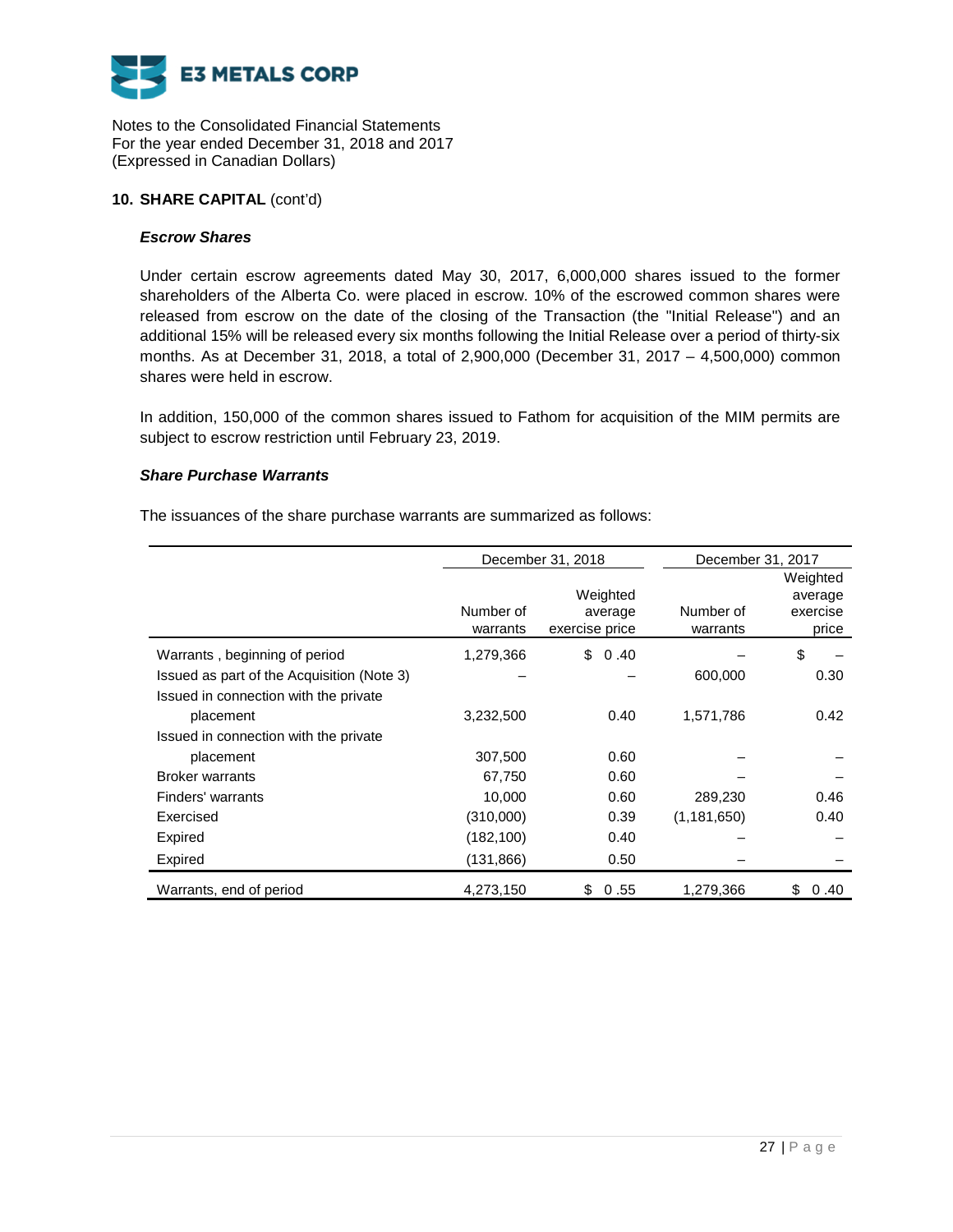## 10. SHARE CAPITAL (cont'd)

### *Escrow Shares*

Under certain escrow agreements dated May 30, 2017, 6,000,000 shares issued to the former shareholders of the Alberta Co. were placed in escrow. 10% of the escrowed common shares were released from escrow on the date of the closing of the Transaction (the "Initial Release") and an additional 15% will be released every six months following the Initial Release over a period of thirty-six months. As at December 31, 2018, a total of 2,900,000 (December 31, 2017 – 4,500,000) common shares were held in escrow.

In addition, 150,000 of the common shares issued to Fathom for acquisition of the MIM permits are subject to escrow restriction until February 23, 2019.

### *Share Purchase Warrants*

The issuances of the share purchase warrants are summarized as follows:

| | December 31, 2018 | | December 31, 2017 | |
|---|---|---|---|---|
| | Number of warrants | Weighted average exercise price | Number of warrants | Weighted average exercise price |
| Warrants , beginning of period | 1,279,366 | $ 0.40 | – | $ – |
| Issued as part of the Acquisition (Note 3) | – | – | 600,000 | 0.30 |
| Issued in connection with the private placement | 3,232,500 | 0.40 | 1,571,786 | 0.42 |
| Issued in connection with the private placement | 307,500 | 0.60 | – | – |
| Broker warrants | 67,750 | 0.60 | – | – |
| Finders' warrants | 10,000 | 0.60 | 289,230 | 0.46 |
| Exercised | (310,000) | 0.39 | (1,181,650) | 0.40 |
| Expired | (182,100) | 0.40 | – | – |
| Expired | (131,866) | 0.50 | – | – |
| Warrants, end of period | 4,273,150 | $ 0.55 | 1,279,366 | $ 0.40 |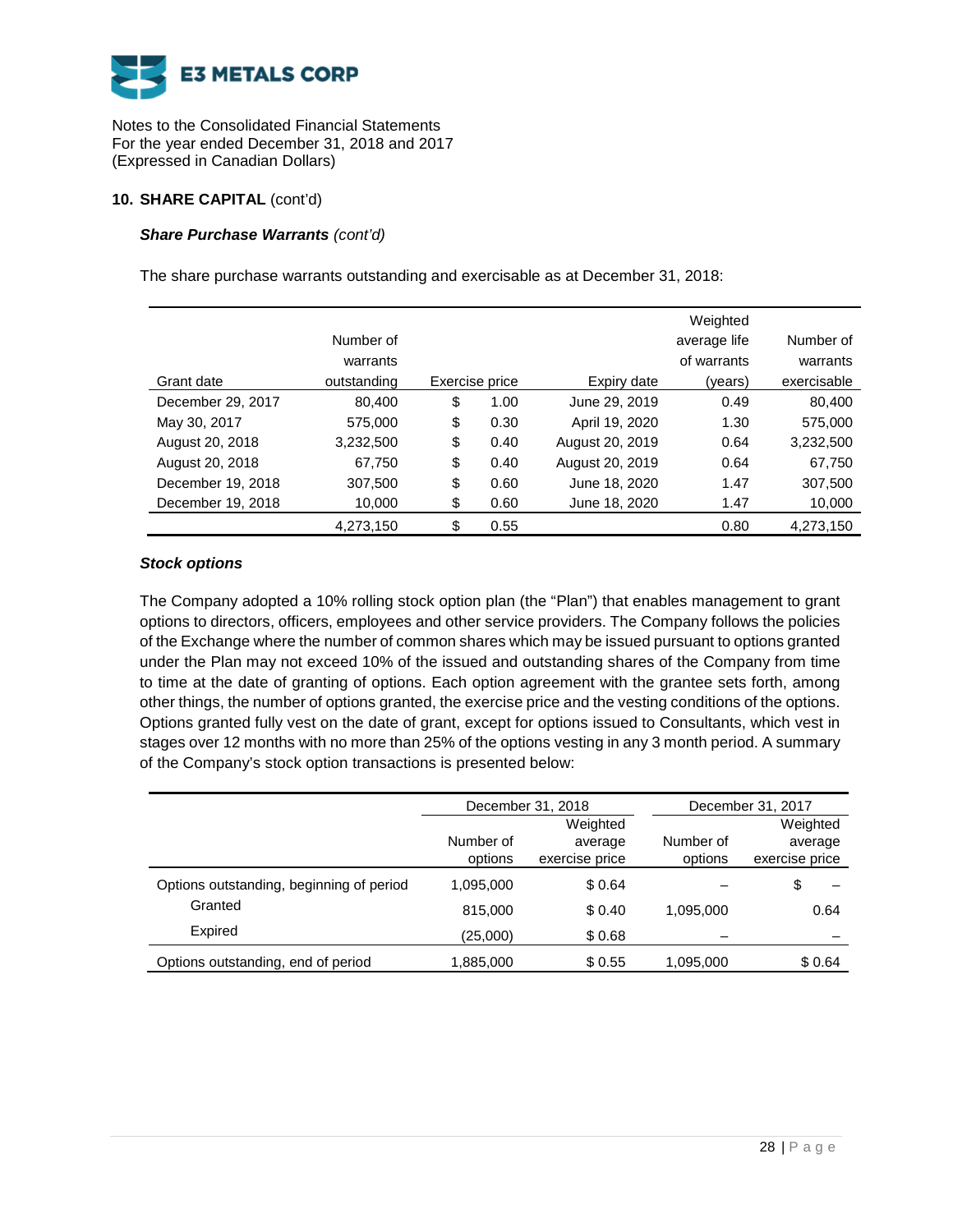E3 METALS CORP

Notes to the Consolidated Financial Statements
For the year ended December 31, 2018 and 2017
(Expressed in Canadian Dollars)

## 10. SHARE CAPITAL (cont'd)

### *Share Purchase Warrants (cont'd)*

The share purchase warrants outstanding and exercisable as at December 31, 2018:

| Grant date | Number of warrants outstanding | Exercise price | Expiry date | Weighted average life of warrants (years) | Number of warrants exercisable |
|---|---|---|---|---|---|
| December 29, 2017 | 80,400 | $ 1.00 | June 29, 2019 | 0.49 | 80,400 |
| May 30, 2017 | 575,000 | $ 0.30 | April 19, 2020 | 1.30 | 575,000 |
| August 20, 2018 | 3,232,500 | $ 0.40 | August 20, 2019 | 0.64 | 3,232,500 |
| August 20, 2018 | 67,750 | $ 0.40 | August 20, 2019 | 0.64 | 67,750 |
| December 19, 2018 | 307,500 | $ 0.60 | June 18, 2020 | 1.47 | 307,500 |
| December 19, 2018 | 10,000 | $ 0.60 | June 18, 2020 | 1.47 | 10,000 |
| | 4,273,150 | $ 0.55 | | 0.80 | 4,273,150 |

### *Stock options*

The Company adopted a 10% rolling stock option plan (the "Plan") that enables management to grant options to directors, officers, employees and other service providers. The Company follows the policies of the Exchange where the number of common shares which may be issued pursuant to options granted under the Plan may not exceed 10% of the issued and outstanding shares of the Company from time to time at the date of granting of options. Each option agreement with the grantee sets forth, among other things, the number of options granted, the exercise price and the vesting conditions of the options. Options granted fully vest on the date of grant, except for options issued to Consultants, which vest in stages over 12 months with no more than 25% of the options vesting in any 3 month period. A summary of the Company's stock option transactions is presented below:

| | December 31, 2018 | | December 31, 2017 | |
|---|---|---|---|---|
| | Number of options | Weighted average exercise price | Number of options | Weighted average exercise price |
| Options outstanding, beginning of period | 1,095,000 | $ 0.64 | – | $ – |
| Granted | 815,000 | $ 0.40 | 1,095,000 | 0.64 |
| Expired | (25,000) | $ 0.68 | – | – |
| Options outstanding, end of period | 1,885,000 | $ 0.55 | 1,095,000 | $ 0.64 |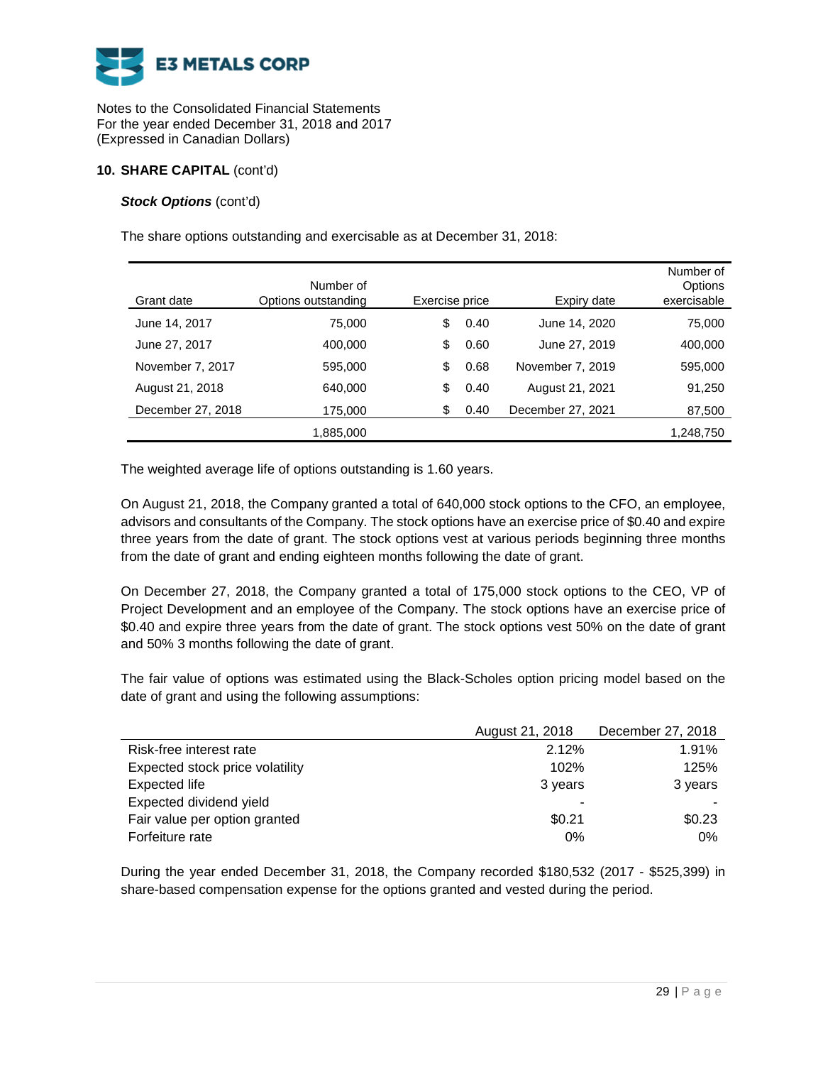Notes to the Consolidated Financial Statements
For the year ended December 31, 2018 and 2017
(Expressed in Canadian Dollars)

## 10. SHARE CAPITAL (cont'd)

### ***Stock Options*** (cont'd)

The share options outstanding and exercisable as at December 31, 2018:

| Grant date | Number of Options outstanding | Exercise price | Expiry date | Number of Options exercisable |
|---|---|---|---|---|
| June 14, 2017 | 75,000 | $ 0.40 | June 14, 2020 | 75,000 |
| June 27, 2017 | 400,000 | $ 0.60 | June 27, 2019 | 400,000 |
| November 7, 2017 | 595,000 | $ 0.68 | November 7, 2019 | 595,000 |
| August 21, 2018 | 640,000 | $ 0.40 | August 21, 2021 | 91,250 |
| December 27, 2018 | 175,000 | $ 0.40 | December 27, 2021 | 87,500 |
| | 1,885,000 | | | 1,248,750 |

The weighted average life of options outstanding is 1.60 years.

On August 21, 2018, the Company granted a total of 640,000 stock options to the CFO, an employee, advisors and consultants of the Company. The stock options have an exercise price of $0.40 and expire three years from the date of grant. The stock options vest at various periods beginning three months from the date of grant and ending eighteen months following the date of grant.

On December 27, 2018, the Company granted a total of 175,000 stock options to the CEO, VP of Project Development and an employee of the Company. The stock options have an exercise price of $0.40 and expire three years from the date of grant. The stock options vest 50% on the date of grant and 50% 3 months following the date of grant.

The fair value of options was estimated using the Black-Scholes option pricing model based on the date of grant and using the following assumptions:

| | August 21, 2018 | December 27, 2018 |
|---|---|---|
| Risk-free interest rate | 2.12% | 1.91% |
| Expected stock price volatility | 102% | 125% |
| Expected life | 3 years | 3 years |
| Expected dividend yield | - | - |
| Fair value per option granted | $0.21 | $0.23 |
| Forfeiture rate | 0% | 0% |

During the year ended December 31, 2018, the Company recorded $180,532 (2017 - $525,399) in share-based compensation expense for the options granted and vested during the period.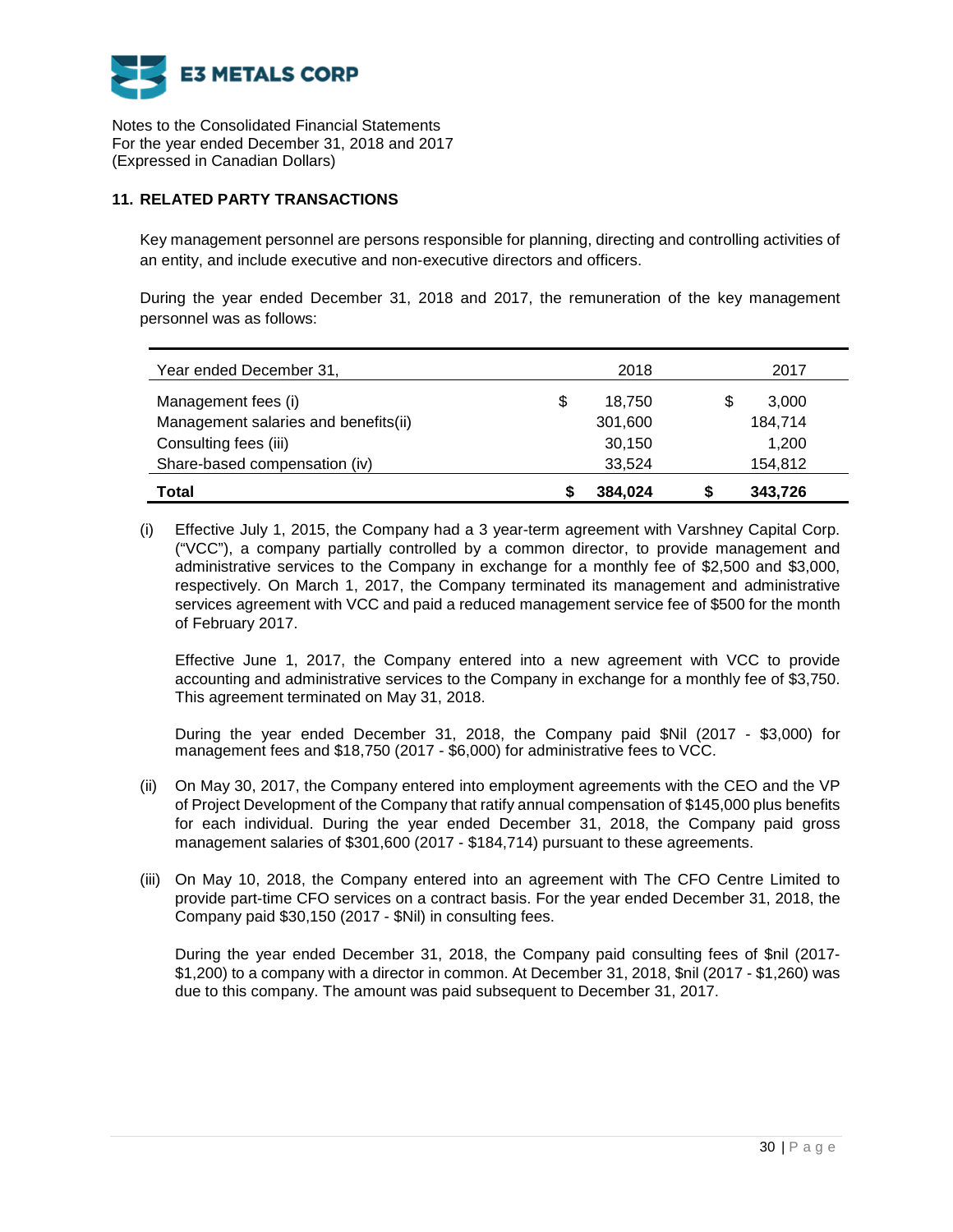E3 METALS CORP

Notes to the Consolidated Financial Statements
For the year ended December 31, 2018 and 2017
(Expressed in Canadian Dollars)

## 11. RELATED PARTY TRANSACTIONS

Key management personnel are persons responsible for planning, directing and controlling activities of an entity, and include executive and non-executive directors and officers.

During the year ended December 31, 2018 and 2017, the remuneration of the key management personnel was as follows:

| Year ended December 31, | 2018 | 2017 |
|---|---|---|
| Management fees (i) | $ 18,750 | $ 3,000 |
| Management salaries and benefits(ii) | 301,600 | 184,714 |
| Consulting fees (iii) | 30,150 | 1,200 |
| Share-based compensation (iv) | 33,524 | 154,812 |
| **Total** | **$ 384,024** | **$ 343,726** |

(i) Effective July 1, 2015, the Company had a 3 year-term agreement with Varshney Capital Corp. ("VCC"), a company partially controlled by a common director, to provide management and administrative services to the Company in exchange for a monthly fee of $2,500 and $3,000, respectively. On March 1, 2017, the Company terminated its management and administrative services agreement with VCC and paid a reduced management service fee of $500 for the month of February 2017.

Effective June 1, 2017, the Company entered into a new agreement with VCC to provide accounting and administrative services to the Company in exchange for a monthly fee of $3,750. This agreement terminated on May 31, 2018.

During the year ended December 31, 2018, the Company paid $Nil (2017 - $3,000) for management fees and $18,750 (2017 - $6,000) for administrative fees to VCC.

(ii) On May 30, 2017, the Company entered into employment agreements with the CEO and the VP of Project Development of the Company that ratify annual compensation of $145,000 plus benefits for each individual. During the year ended December 31, 2018, the Company paid gross management salaries of $301,600 (2017 - $184,714) pursuant to these agreements.

(iii) On May 10, 2018, the Company entered into an agreement with The CFO Centre Limited to provide part-time CFO services on a contract basis. For the year ended December 31, 2018, the Company paid $30,150 (2017 - $Nil) in consulting fees.

During the year ended December 31, 2018, the Company paid consulting fees of $nil (2017- $1,200) to a company with a director in common. At December 31, 2018, $nil (2017 - $1,260) was due to this company. The amount was paid subsequent to December 31, 2017.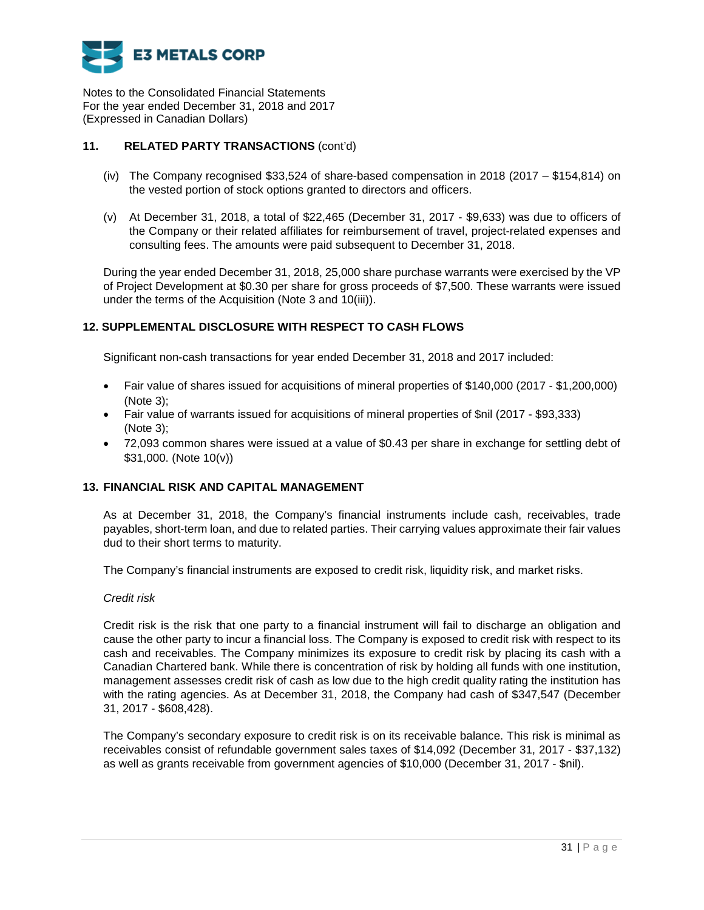Notes to the Consolidated Financial Statements
For the year ended December 31, 2018 and 2017
(Expressed in Canadian Dollars)

## 11. RELATED PARTY TRANSACTIONS (cont'd)

(iv) The Company recognised $33,524 of share-based compensation in 2018 (2017 – $154,814) on the vested portion of stock options granted to directors and officers.

(v) At December 31, 2018, a total of $22,465 (December 31, 2017 - $9,633) was due to officers of the Company or their related affiliates for reimbursement of travel, project-related expenses and consulting fees. The amounts were paid subsequent to December 31, 2018.

During the year ended December 31, 2018, 25,000 share purchase warrants were exercised by the VP of Project Development at $0.30 per share for gross proceeds of $7,500. These warrants were issued under the terms of the Acquisition (Note 3 and 10(iii)).

## 12. SUPPLEMENTAL DISCLOSURE WITH RESPECT TO CASH FLOWS

Significant non-cash transactions for year ended December 31, 2018 and 2017 included:

- Fair value of shares issued for acquisitions of mineral properties of $140,000 (2017 - $1,200,000) (Note 3);
- Fair value of warrants issued for acquisitions of mineral properties of $nil (2017 - $93,333) (Note 3);
- 72,093 common shares were issued at a value of $0.43 per share in exchange for settling debt of $31,000. (Note 10(v))

## 13. FINANCIAL RISK AND CAPITAL MANAGEMENT

As at December 31, 2018, the Company's financial instruments include cash, receivables, trade payables, short-term loan, and due to related parties. Their carrying values approximate their fair values dud to their short terms to maturity.

The Company's financial instruments are exposed to credit risk, liquidity risk, and market risks.

*Credit risk*

Credit risk is the risk that one party to a financial instrument will fail to discharge an obligation and cause the other party to incur a financial loss. The Company is exposed to credit risk with respect to its cash and receivables. The Company minimizes its exposure to credit risk by placing its cash with a Canadian Chartered bank. While there is concentration of risk by holding all funds with one institution, management assesses credit risk of cash as low due to the high credit quality rating the institution has with the rating agencies. As at December 31, 2018, the Company had cash of $347,547 (December 31, 2017 - $608,428).

The Company's secondary exposure to credit risk is on its receivable balance. This risk is minimal as receivables consist of refundable government sales taxes of $14,092 (December 31, 2017 - $37,132) as well as grants receivable from government agencies of $10,000 (December 31, 2017 - $nil).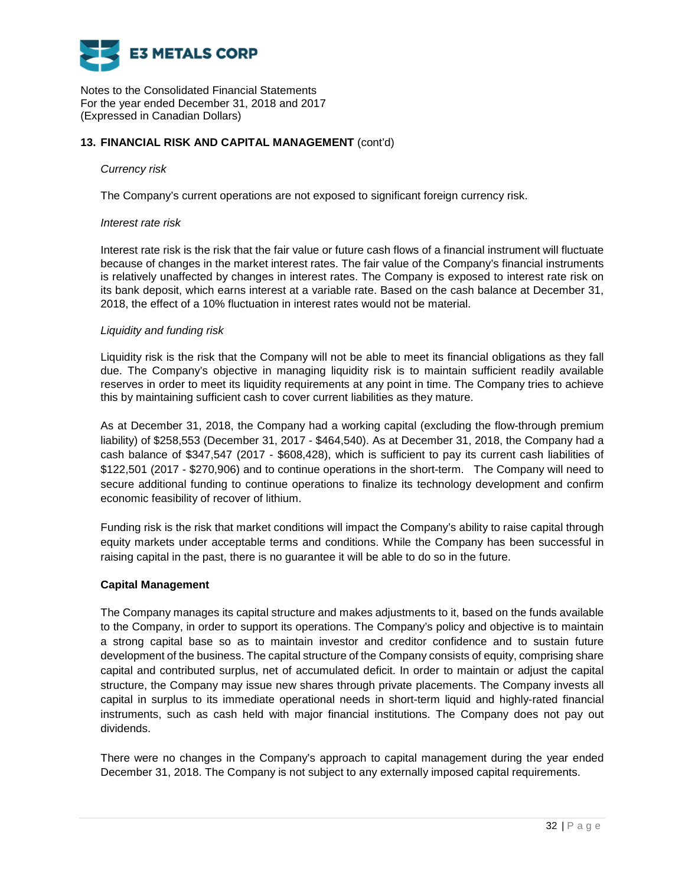Notes to the Consolidated Financial Statements
For the year ended December 31, 2018 and 2017
(Expressed in Canadian Dollars)

## 13. FINANCIAL RISK AND CAPITAL MANAGEMENT (cont'd)

*Currency risk*

The Company's current operations are not exposed to significant foreign currency risk.

*Interest rate risk*

Interest rate risk is the risk that the fair value or future cash flows of a financial instrument will fluctuate because of changes in the market interest rates. The fair value of the Company's financial instruments is relatively unaffected by changes in interest rates. The Company is exposed to interest rate risk on its bank deposit, which earns interest at a variable rate. Based on the cash balance at December 31, 2018, the effect of a 10% fluctuation in interest rates would not be material.

*Liquidity and funding risk*

Liquidity risk is the risk that the Company will not be able to meet its financial obligations as they fall due. The Company's objective in managing liquidity risk is to maintain sufficient readily available reserves in order to meet its liquidity requirements at any point in time. The Company tries to achieve this by maintaining sufficient cash to cover current liabilities as they mature.

As at December 31, 2018, the Company had a working capital (excluding the flow-through premium liability) of $258,553 (December 31, 2017 - $464,540). As at December 31, 2018, the Company had a cash balance of $347,547 (2017 - $608,428), which is sufficient to pay its current cash liabilities of $122,501 (2017 - $270,906) and to continue operations in the short-term. The Company will need to secure additional funding to continue operations to finalize its technology development and confirm economic feasibility of recover of lithium.

Funding risk is the risk that market conditions will impact the Company's ability to raise capital through equity markets under acceptable terms and conditions. While the Company has been successful in raising capital in the past, there is no guarantee it will be able to do so in the future.

### Capital Management

The Company manages its capital structure and makes adjustments to it, based on the funds available to the Company, in order to support its operations. The Company's policy and objective is to maintain a strong capital base so as to maintain investor and creditor confidence and to sustain future development of the business. The capital structure of the Company consists of equity, comprising share capital and contributed surplus, net of accumulated deficit. In order to maintain or adjust the capital structure, the Company may issue new shares through private placements. The Company invests all capital in surplus to its immediate operational needs in short-term liquid and highly-rated financial instruments, such as cash held with major financial institutions. The Company does not pay out dividends.

There were no changes in the Company's approach to capital management during the year ended December 31, 2018. The Company is not subject to any externally imposed capital requirements.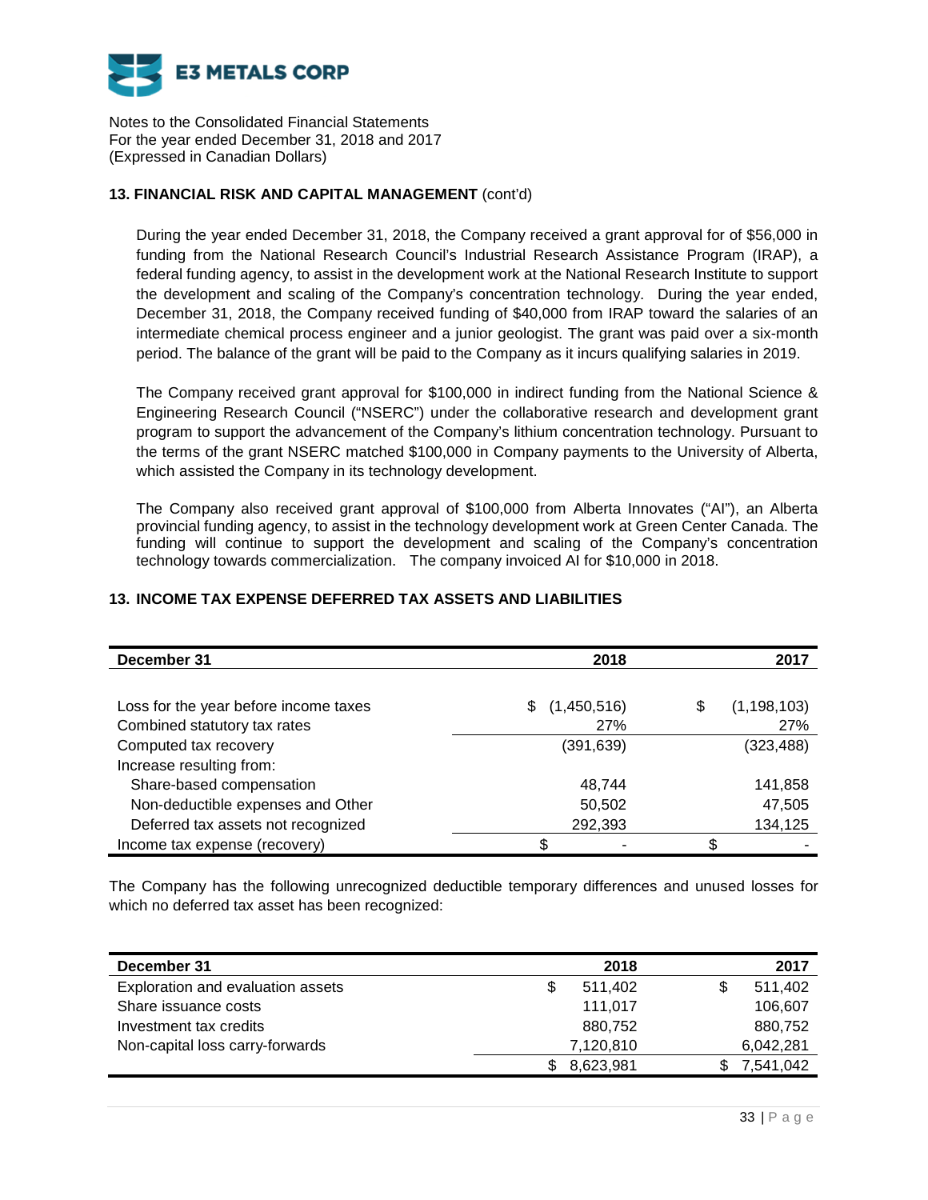## 13. FINANCIAL RISK AND CAPITAL MANAGEMENT (cont'd)

During the year ended December 31, 2018, the Company received a grant approval for of $56,000 in funding from the National Research Council's Industrial Research Assistance Program (IRAP), a federal funding agency, to assist in the development work at the National Research Institute to support the development and scaling of the Company's concentration technology. During the year ended, December 31, 2018, the Company received funding of $40,000 from IRAP toward the salaries of an intermediate chemical process engineer and a junior geologist. The grant was paid over a six-month period. The balance of the grant will be paid to the Company as it incurs qualifying salaries in 2019.

The Company received grant approval for $100,000 in indirect funding from the National Science & Engineering Research Council ("NSERC") under the collaborative research and development grant program to support the advancement of the Company's lithium concentration technology. Pursuant to the terms of the grant NSERC matched $100,000 in Company payments to the University of Alberta, which assisted the Company in its technology development.

The Company also received grant approval of $100,000 from Alberta Innovates ("AI"), an Alberta provincial funding agency, to assist in the technology development work at Green Center Canada. The funding will continue to support the development and scaling of the Company's concentration technology towards commercialization. The company invoiced AI for $10,000 in 2018.

## 13. INCOME TAX EXPENSE DEFERRED TAX ASSETS AND LIABILITIES

| December 31 | 2018 | 2017 |
|---|---|---|
| Loss for the year before income taxes | $ (1,450,516) | $ (1,198,103) |
| Combined statutory tax rates | 27% | 27% |
| Computed tax recovery | (391,639) | (323,488) |
| Increase resulting from: | | |
| Share-based compensation | 48,744 | 141,858 |
| Non-deductible expenses and Other | 50,502 | 47,505 |
| Deferred tax assets not recognized | 292,393 | 134,125 |
| Income tax expense (recovery) | $ - | $ - |

The Company has the following unrecognized deductible temporary differences and unused losses for which no deferred tax asset has been recognized:

| December 31 | 2018 | 2017 |
|---|---|---|
| Exploration and evaluation assets | $ 511,402 | $ 511,402 |
| Share issuance costs | 111,017 | 106,607 |
| Investment tax credits | 880,752 | 880,752 |
| Non-capital loss carry-forwards | 7,120,810 | 6,042,281 |
| | $ 8,623,981 | $ 7,541,042 |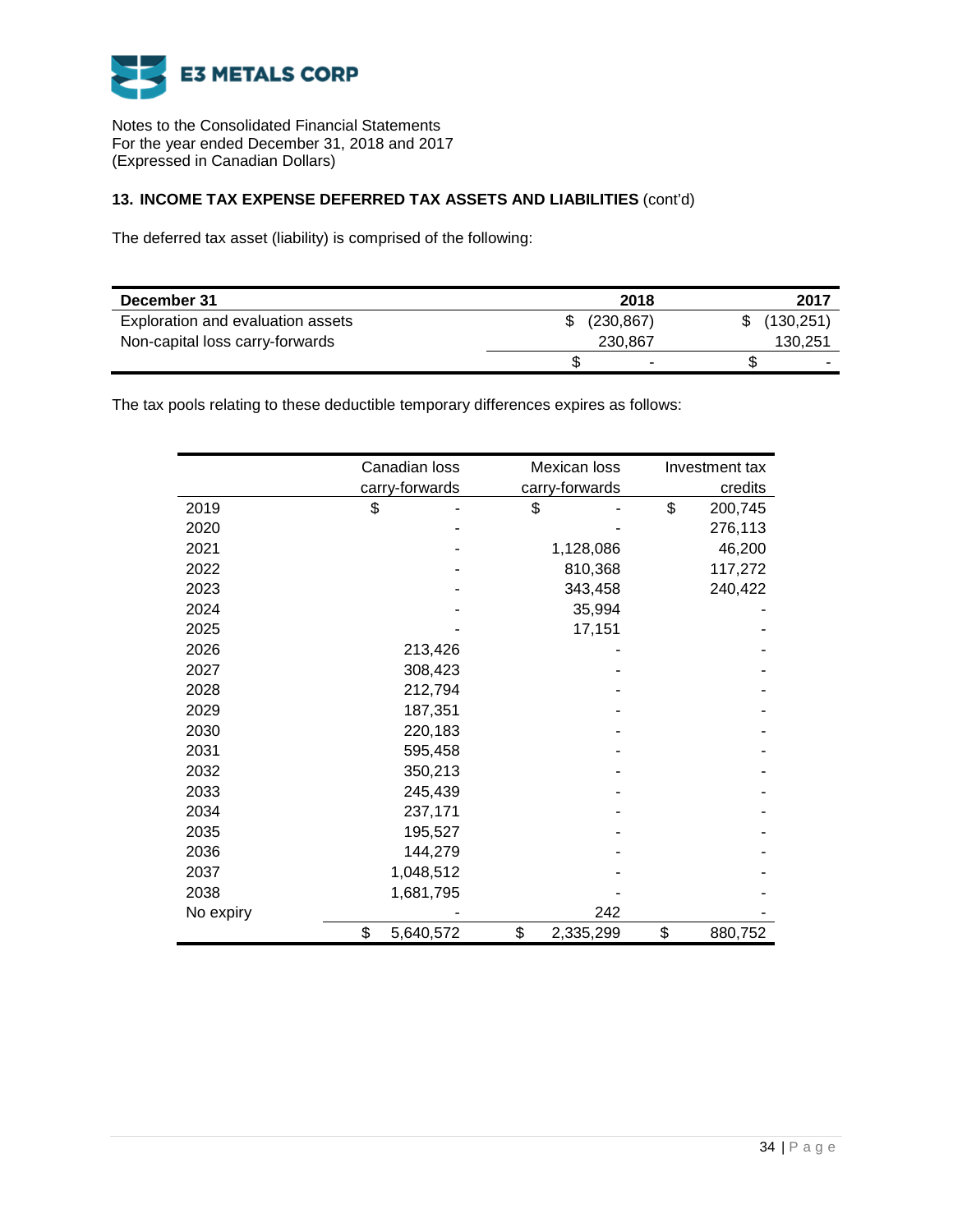E3 METALS CORP

Notes to the Consolidated Financial Statements
For the year ended December 31, 2018 and 2017
(Expressed in Canadian Dollars)

### 13. INCOME TAX EXPENSE DEFERRED TAX ASSETS AND LIABILITIES (cont'd)

The deferred tax asset (liability) is comprised of the following:

| December 31 | 2018 | 2017 |
|---|---|---|
| Exploration and evaluation assets | $ (230,867) | $ (130,251) |
| Non-capital loss carry-forwards | 230,867 | 130,251 |
| | $ - | $ - |

The tax pools relating to these deductible temporary differences expires as follows:

| | Canadian loss carry-forwards | Mexican loss carry-forwards | Investment tax credits |
|---|---|---|---|
| 2019 | $ - | $ - | $ 200,745 |
| 2020 | - | - | 276,113 |
| 2021 | - | 1,128,086 | 46,200 |
| 2022 | - | 810,368 | 117,272 |
| 2023 | - | 343,458 | 240,422 |
| 2024 | - | 35,994 | - |
| 2025 | - | 17,151 | - |
| 2026 | 213,426 | - | - |
| 2027 | 308,423 | - | - |
| 2028 | 212,794 | - | - |
| 2029 | 187,351 | - | - |
| 2030 | 220,183 | - | - |
| 2031 | 595,458 | - | - |
| 2032 | 350,213 | - | - |
| 2033 | 245,439 | - | - |
| 2034 | 237,171 | - | - |
| 2035 | 195,527 | - | - |
| 2036 | 144,279 | - | - |
| 2037 | 1,048,512 | - | - |
| 2038 | 1,681,795 | - | - |
| No expiry | - | 242 | - |
| | $ 5,640,572 | $ 2,335,299 | $ 880,752 |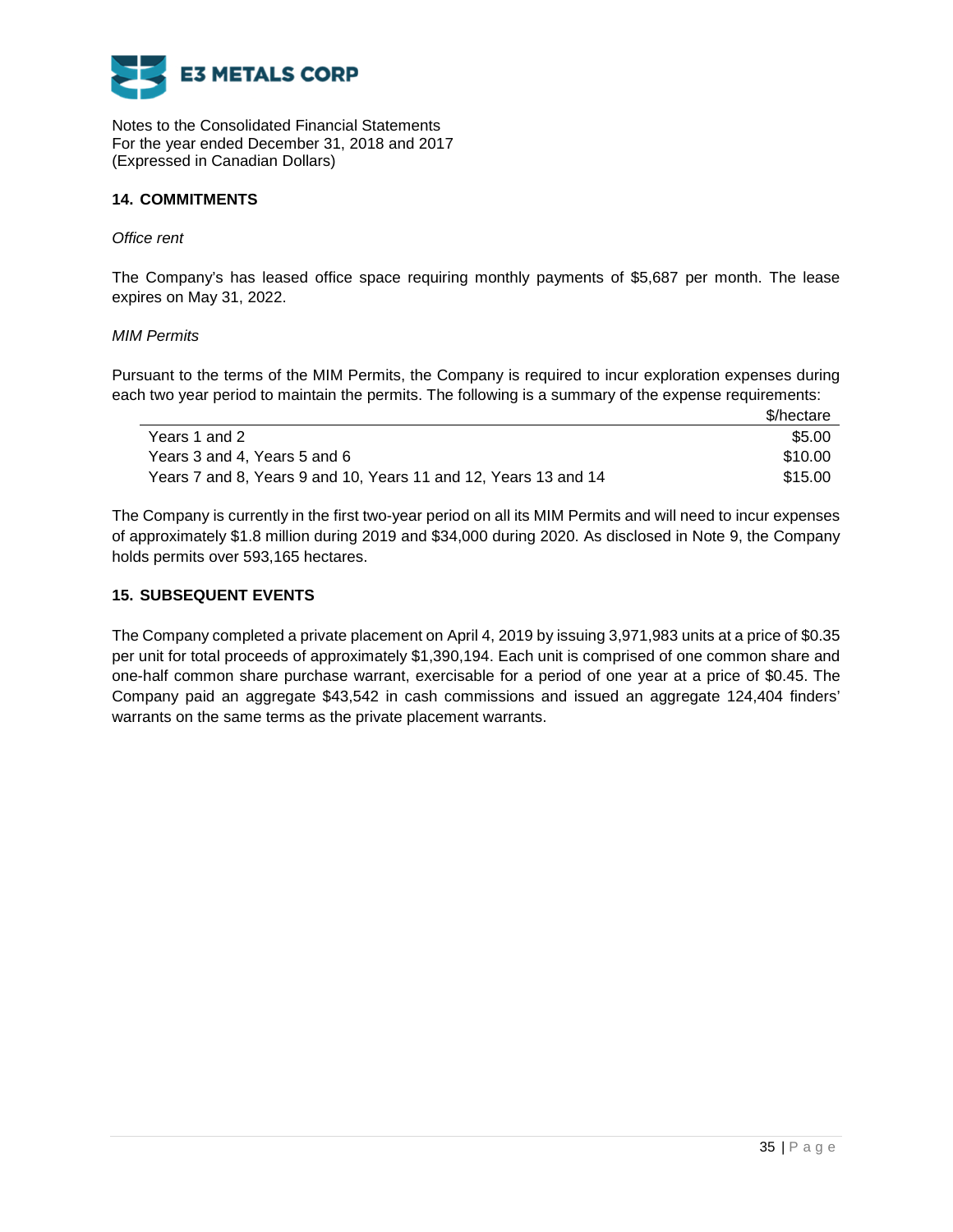E3 METALS CORP

Notes to the Consolidated Financial Statements
For the year ended December 31, 2018 and 2017
(Expressed in Canadian Dollars)

## 14. COMMITMENTS

*Office rent*

The Company's has leased office space requiring monthly payments of $5,687 per month. The lease expires on May 31, 2022.

*MIM Permits*

Pursuant to the terms of the MIM Permits, the Company is required to incur exploration expenses during each two year period to maintain the permits. The following is a summary of the expense requirements:

| | $/hectare |
|---|---|
| Years 1 and 2 | $5.00 |
| Years 3 and 4, Years 5 and 6 | $10.00 |
| Years 7 and 8, Years 9 and 10, Years 11 and 12, Years 13 and 14 | $15.00 |

The Company is currently in the first two-year period on all its MIM Permits and will need to incur expenses of approximately $1.8 million during 2019 and $34,000 during 2020. As disclosed in Note 9, the Company holds permits over 593,165 hectares.

## 15. SUBSEQUENT EVENTS

The Company completed a private placement on April 4, 2019 by issuing 3,971,983 units at a price of $0.35 per unit for total proceeds of approximately $1,390,194. Each unit is comprised of one common share and one-half common share purchase warrant, exercisable for a period of one year at a price of $0.45. The Company paid an aggregate $43,542 in cash commissions and issued an aggregate 124,404 finders' warrants on the same terms as the private placement warrants.